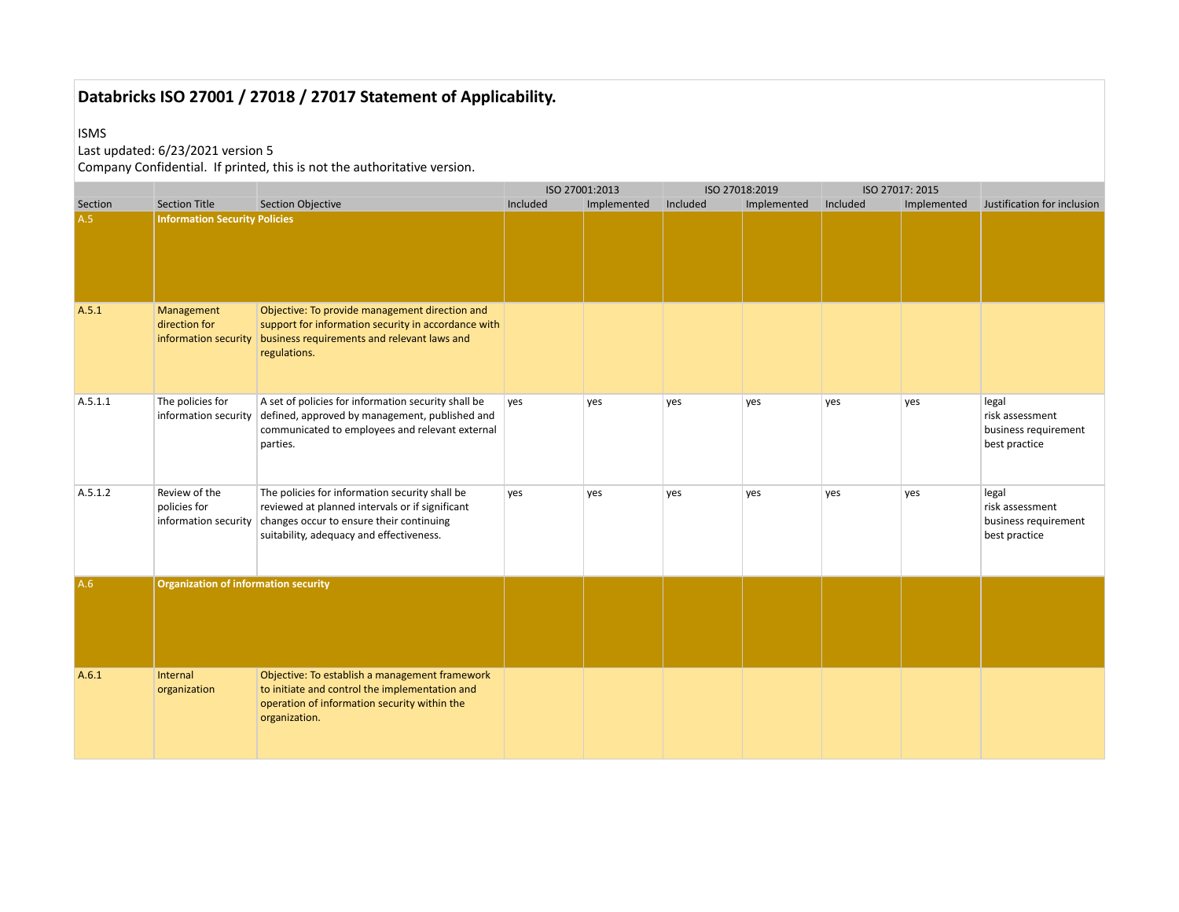# Databricks ISO 27001 / 27018 / 27017 Statement of Applicability.

ISMS
Last updated: 6/23/2021 version 5
Company Confidential. If printed, this is not the authoritative version.

| | | | ISO 27001:2013 | | ISO 27018:2019 | | ISO 27017: 2015 | | |
|---|---|---|---|---|---|---|---|---|---|
| Section | Section Title | Section Objective | Included | Implemented | Included | Implemented | Included | Implemented | Justification for inclusion |
| A.5 | **Information Security Policies** | | | | | | | | |
| A.5.1 | Management direction for information security | Objective: To provide management direction and support for information security in accordance with business requirements and relevant laws and regulations. | | | | | | | |
| A.5.1.1 | The policies for information security | A set of policies for information security shall be defined, approved by management, published and communicated to employees and relevant external parties. | yes | yes | yes | yes | yes | yes | legal<br>risk assessment<br>business requirement<br>best practice |
| A.5.1.2 | Review of the policies for information security | The policies for information security shall be reviewed at planned intervals or if significant changes occur to ensure their continuing suitability, adequacy and effectiveness. | yes | yes | yes | yes | yes | yes | legal<br>risk assessment<br>business requirement<br>best practice |
| A.6 | **Organization of information security** | | | | | | | | |
| A.6.1 | Internal organization | Objective: To establish a management framework to initiate and control the implementation and operation of information security within the organization. | | | | | | | |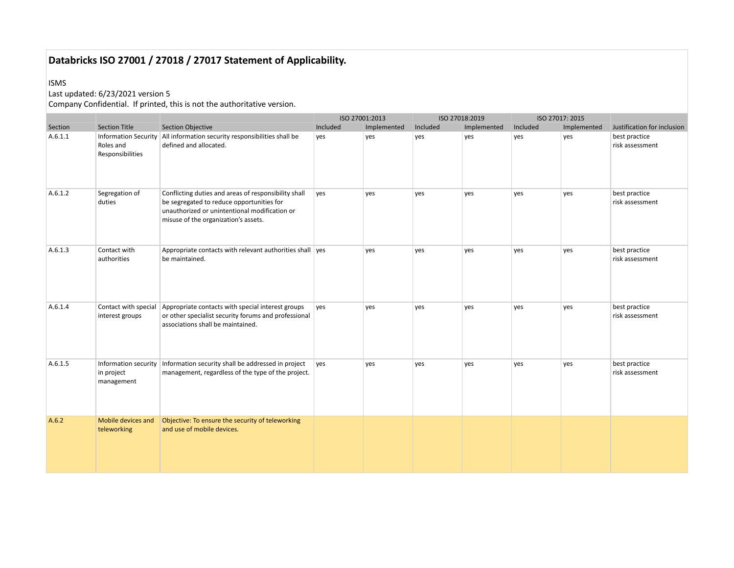# Databricks ISO 27001 / 27018 / 27017 Statement of Applicability.

ISMS

Last updated: 6/23/2021 version 5

Company Confidential. If printed, this is not the authoritative version.

| | | | ISO 27001:2013 | | ISO 27018:2019 | | ISO 27017: 2015 | | |
|---|---|---|---|---|---|---|---|---|---|
| Section | Section Title | Section Objective | Included | Implemented | Included | Implemented | Included | Implemented | Justification for inclusion |
| A.6.1.1 | Information Security Roles and Responsibilities | All information security responsibilities shall be defined and allocated. | yes | yes | yes | yes | yes | yes | best practice risk assessment |
| A.6.1.2 | Segregation of duties | Conflicting duties and areas of responsibility shall be segregated to reduce opportunities for unauthorized or unintentional modification or misuse of the organization's assets. | yes | yes | yes | yes | yes | yes | best practice risk assessment |
| A.6.1.3 | Contact with authorities | Appropriate contacts with relevant authorities shall be maintained. | yes | yes | yes | yes | yes | yes | best practice risk assessment |
| A.6.1.4 | Contact with special interest groups | Appropriate contacts with special interest groups or other specialist security forums and professional associations shall be maintained. | yes | yes | yes | yes | yes | yes | best practice risk assessment |
| A.6.1.5 | Information security in project management | Information security shall be addressed in project management, regardless of the type of the project. | yes | yes | yes | yes | yes | yes | best practice risk assessment |
| A.6.2 | Mobile devices and teleworking | Objective: To ensure the security of teleworking and use of mobile devices. | | | | | | | |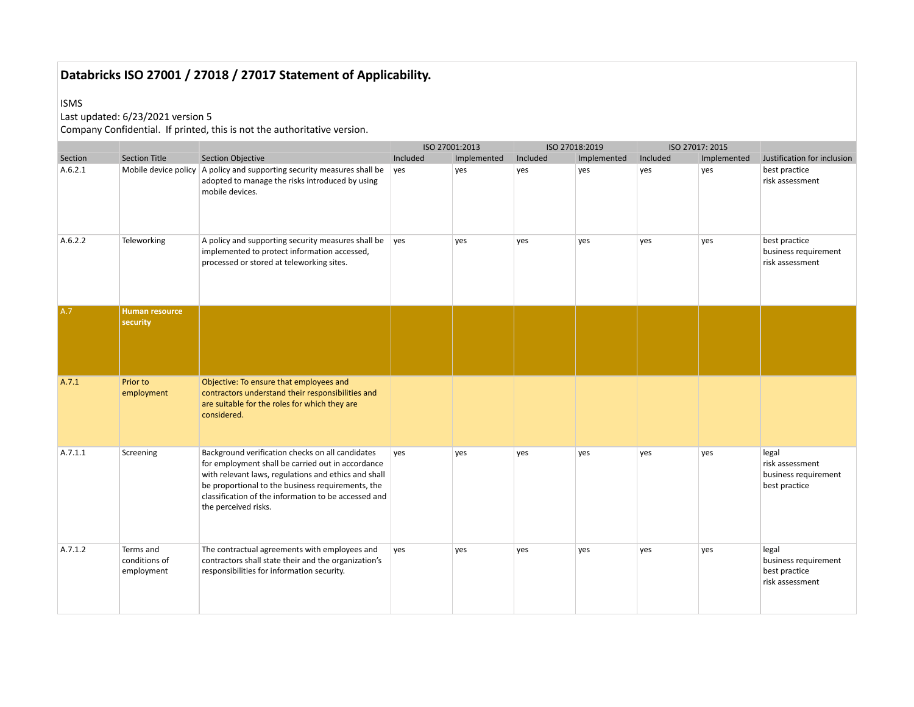# Databricks ISO 27001 / 27018 / 27017 Statement of Applicability.

ISMS
Last updated: 6/23/2021 version 5
Company Confidential. If printed, this is not the authoritative version.

| | | | ISO 27001:2013 | | ISO 27018:2019 | | ISO 27017: 2015 | | |
|---|---|---|---|---|---|---|---|---|---|
| Section | Section Title | Section Objective | Included | Implemented | Included | Implemented | Included | Implemented | Justification for inclusion |
| A.6.2.1 | Mobile device policy | A policy and supporting security measures shall be adopted to manage the risks introduced by using mobile devices. | yes | yes | yes | yes | yes | yes | best practice<br>risk assessment |
| A.6.2.2 | Teleworking | A policy and supporting security measures shall be implemented to protect information accessed, processed or stored at teleworking sites. | yes | yes | yes | yes | yes | yes | best practice<br>business requirement<br>risk assessment |
| **A.7** | **Human resource security** | | | | | | | | |
| A.7.1 | Prior to employment | Objective: To ensure that employees and contractors understand their responsibilities and are suitable for the roles for which they are considered. | | | | | | | |
| A.7.1.1 | Screening | Background verification checks on all candidates for employment shall be carried out in accordance with relevant laws, regulations and ethics and shall be proportional to the business requirements, the classification of the information to be accessed and the perceived risks. | yes | yes | yes | yes | yes | yes | legal<br>risk assessment<br>business requirement<br>best practice |
| A.7.1.2 | Terms and conditions of employment | The contractual agreements with employees and contractors shall state their and the organization's responsibilities for information security. | yes | yes | yes | yes | yes | yes | legal<br>business requirement<br>best practice<br>risk assessment |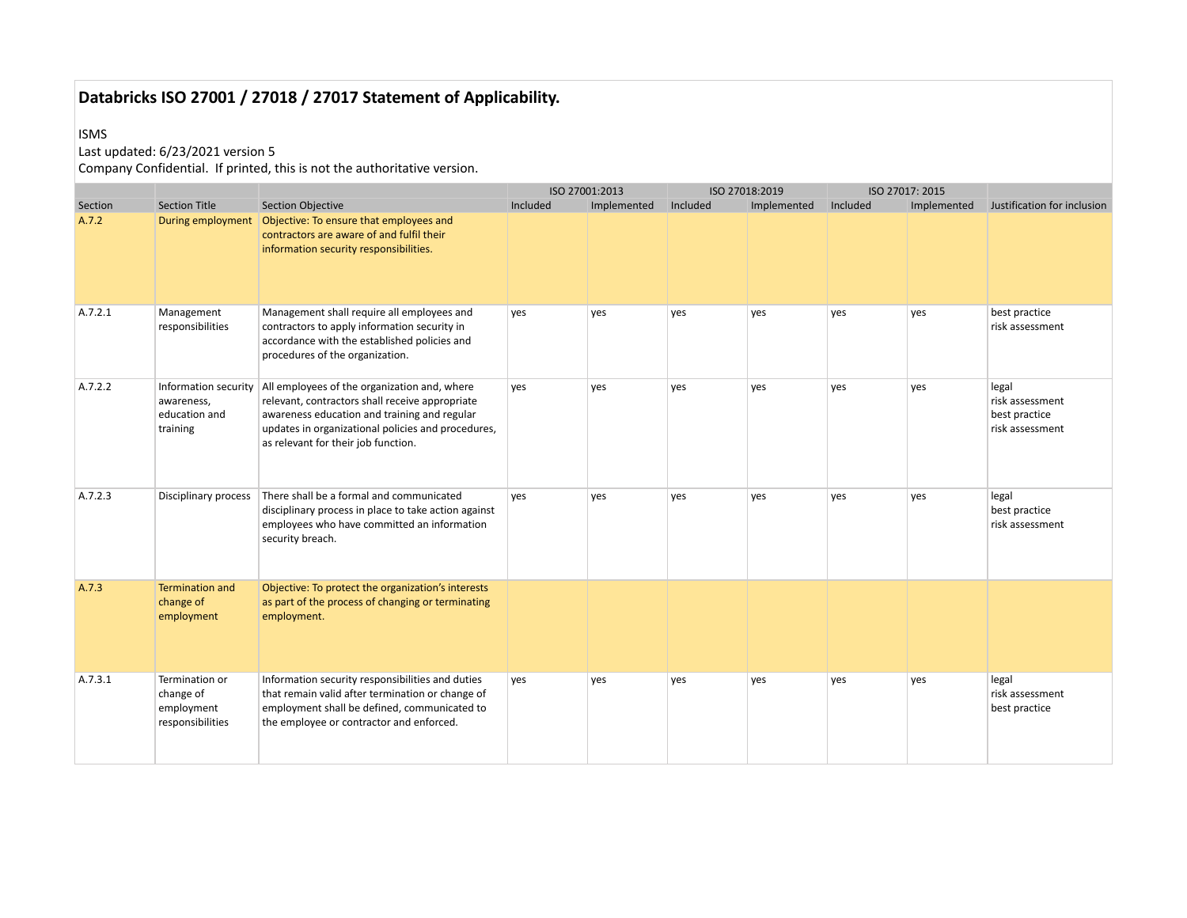# Databricks ISO 27001 / 27018 / 27017 Statement of Applicability.

ISMS
Last updated: 6/23/2021 version 5
Company Confidential. If printed, this is not the authoritative version.

| | | | ISO 27001:2013 | | ISO 27018:2019 | | ISO 27017: 2015 | | |
|---|---|---|---|---|---|---|---|---|---|
| Section | Section Title | Section Objective | Included | Implemented | Included | Implemented | Included | Implemented | Justification for inclusion |
| A.7.2 | During employment | Objective: To ensure that employees and contractors are aware of and fulfil their information security responsibilities. | | | | | | | |
| A.7.2.1 | Management responsibilities | Management shall require all employees and contractors to apply information security in accordance with the established policies and procedures of the organization. | yes | yes | yes | yes | yes | yes | best practice<br>risk assessment |
| A.7.2.2 | Information security awareness, education and training | All employees of the organization and, where relevant, contractors shall receive appropriate awareness education and training and regular updates in organizational policies and procedures, as relevant for their job function. | yes | yes | yes | yes | yes | yes | legal<br>risk assessment<br>best practice<br>risk assessment |
| A.7.2.3 | Disciplinary process | There shall be a formal and communicated disciplinary process in place to take action against employees who have committed an information security breach. | yes | yes | yes | yes | yes | yes | legal<br>best practice<br>risk assessment |
| A.7.3 | Termination and change of employment | Objective: To protect the organization's interests as part of the process of changing or terminating employment. | | | | | | | |
| A.7.3.1 | Termination or change of employment responsibilities | Information security responsibilities and duties that remain valid after termination or change of employment shall be defined, communicated to the employee or contractor and enforced. | yes | yes | yes | yes | yes | yes | legal<br>risk assessment<br>best practice |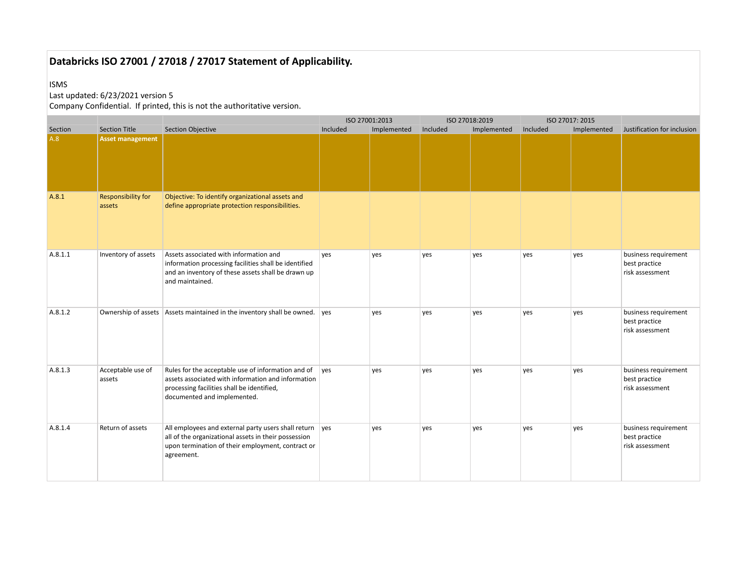## Databricks ISO 27001 / 27018 / 27017 Statement of Applicability.

ISMS
Last updated: 6/23/2021 version 5
Company Confidential. If printed, this is not the authoritative version.

| | | | ISO 27001:2013 | | ISO 27018:2019 | | ISO 27017: 2015 | | |
|---|---|---|---|---|---|---|---|---|---|
| Section | Section Title | Section Objective | Included | Implemented | Included | Implemented | Included | Implemented | Justification for inclusion |
| A.8 | **Asset management** | | | | | | | | |
| A.8.1 | Responsibility for assets | Objective: To identify organizational assets and define appropriate protection responsibilities. | | | | | | | |
| A.8.1.1 | Inventory of assets | Assets associated with information and information processing facilities shall be identified and an inventory of these assets shall be drawn up and maintained. | yes | yes | yes | yes | yes | yes | business requirement<br>best practice<br>risk assessment |
| A.8.1.2 | Ownership of assets | Assets maintained in the inventory shall be owned. | yes | yes | yes | yes | yes | yes | business requirement<br>best practice<br>risk assessment |
| A.8.1.3 | Acceptable use of assets | Rules for the acceptable use of information and of assets associated with information and information processing facilities shall be identified, documented and implemented. | yes | yes | yes | yes | yes | yes | business requirement<br>best practice<br>risk assessment |
| A.8.1.4 | Return of assets | All employees and external party users shall return all of the organizational assets in their possession upon termination of their employment, contract or agreement. | yes | yes | yes | yes | yes | yes | business requirement<br>best practice<br>risk assessment |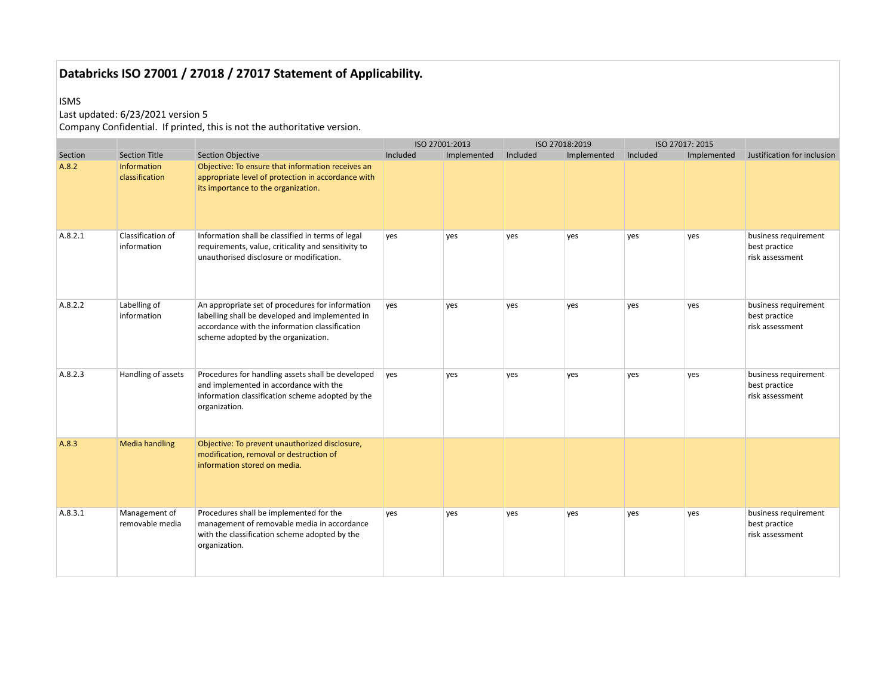# Databricks ISO 27001 / 27018 / 27017 Statement of Applicability.

ISMS
Last updated: 6/23/2021 version 5
Company Confidential. If printed, this is not the authoritative version.

| | | | ISO 27001:2013 | | ISO 27018:2019 | | ISO 27017: 2015 | | |
|---|---|---|---|---|---|---|---|---|---|
| Section | Section Title | Section Objective | Included | Implemented | Included | Implemented | Included | Implemented | Justification for inclusion |
| A.8.2 | Information classification | Objective: To ensure that information receives an appropriate level of protection in accordance with its importance to the organization. | | | | | | | |
| A.8.2.1 | Classification of information | Information shall be classified in terms of legal requirements, value, criticality and sensitivity to unauthorised disclosure or modification. | yes | yes | yes | yes | yes | yes | business requirement<br>best practice<br>risk assessment |
| A.8.2.2 | Labelling of information | An appropriate set of procedures for information labelling shall be developed and implemented in accordance with the information classification scheme adopted by the organization. | yes | yes | yes | yes | yes | yes | business requirement<br>best practice<br>risk assessment |
| A.8.2.3 | Handling of assets | Procedures for handling assets shall be developed and implemented in accordance with the information classification scheme adopted by the organization. | yes | yes | yes | yes | yes | yes | business requirement<br>best practice<br>risk assessment |
| A.8.3 | Media handling | Objective: To prevent unauthorized disclosure, modification, removal or destruction of information stored on media. | | | | | | | |
| A.8.3.1 | Management of removable media | Procedures shall be implemented for the management of removable media in accordance with the classification scheme adopted by the organization. | yes | yes | yes | yes | yes | yes | business requirement<br>best practice<br>risk assessment |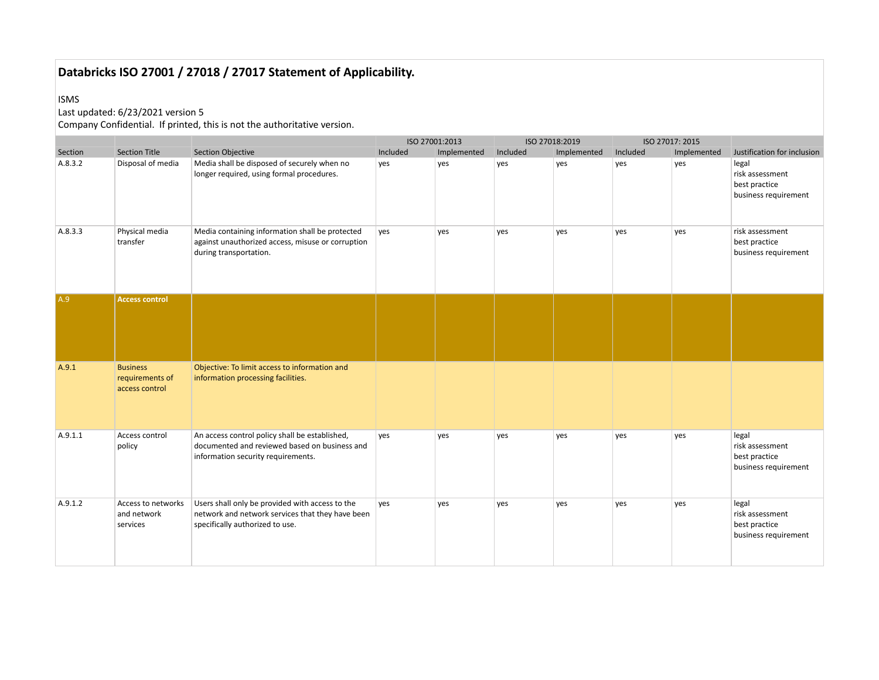# Databricks ISO 27001 / 27018 / 27017 Statement of Applicability.

ISMS
Last updated: 6/23/2021 version 5
Company Confidential. If printed, this is not the authoritative version.

| | | | ISO 27001:2013 | | ISO 27018:2019 | | ISO 27017: 2015 | | |
|---|---|---|---|---|---|---|---|---|---|
| Section | Section Title | Section Objective | Included | Implemented | Included | Implemented | Included | Implemented | Justification for inclusion |
| A.8.3.2 | Disposal of media | Media shall be disposed of securely when no longer required, using formal procedures. | yes | yes | yes | yes | yes | yes | legal<br>risk assessment<br>best practice<br>business requirement |
| A.8.3.3 | Physical media transfer | Media containing information shall be protected against unauthorized access, misuse or corruption during transportation. | yes | yes | yes | yes | yes | yes | risk assessment<br>best practice<br>business requirement |
| A.9 | **Access control** | | | | | | | | |
| A.9.1 | Business requirements of access control | Objective: To limit access to information and information processing facilities. | | | | | | | |
| A.9.1.1 | Access control policy | An access control policy shall be established, documented and reviewed based on business and information security requirements. | yes | yes | yes | yes | yes | yes | legal<br>risk assessment<br>best practice<br>business requirement |
| A.9.1.2 | Access to networks and network services | Users shall only be provided with access to the network and network services that they have been specifically authorized to use. | yes | yes | yes | yes | yes | yes | legal<br>risk assessment<br>best practice<br>business requirement |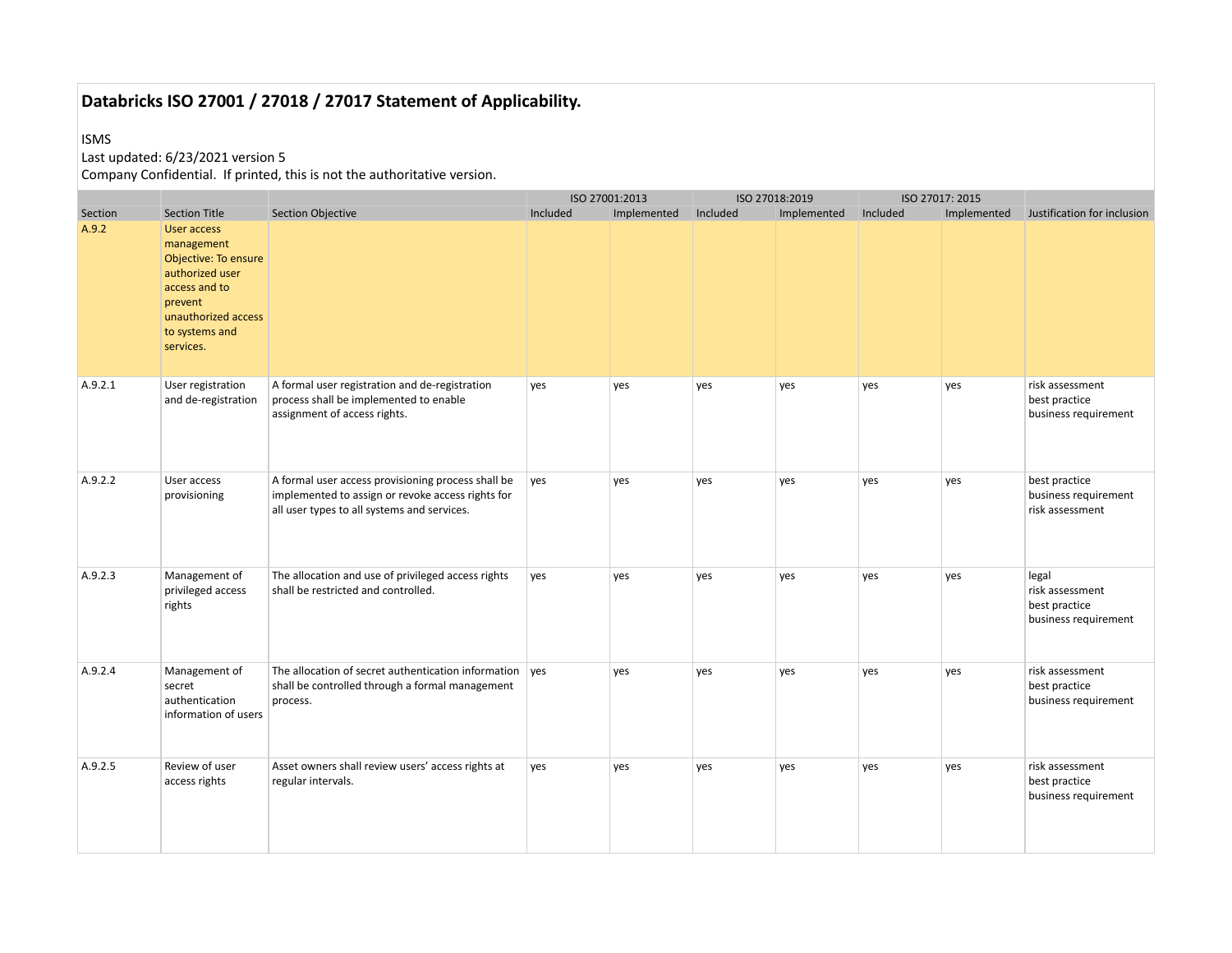# Databricks ISO 27001 / 27018 / 27017 Statement of Applicability.

ISMS
Last updated: 6/23/2021 version 5
Company Confidential. If printed, this is not the authoritative version.

| | | | ISO 27001:2013 | | ISO 27018:2019 | | ISO 27017: 2015 | | |
|---|---|---|---|---|---|---|---|---|---|
| Section | Section Title | Section Objective | Included | Implemented | Included | Implemented | Included | Implemented | Justification for inclusion |
| A.9.2 | User access management Objective: To ensure authorized user access and to prevent unauthorized access to systems and services. | | | | | | | | |
| A.9.2.1 | User registration and de-registration | A formal user registration and de-registration process shall be implemented to enable assignment of access rights. | yes | yes | yes | yes | yes | yes | risk assessment<br>best practice<br>business requirement |
| A.9.2.2 | User access provisioning | A formal user access provisioning process shall be implemented to assign or revoke access rights for all user types to all systems and services. | yes | yes | yes | yes | yes | yes | best practice<br>business requirement<br>risk assessment |
| A.9.2.3 | Management of privileged access rights | The allocation and use of privileged access rights shall be restricted and controlled. | yes | yes | yes | yes | yes | yes | legal<br>risk assessment<br>best practice<br>business requirement |
| A.9.2.4 | Management of secret authentication information of users | The allocation of secret authentication information shall be controlled through a formal management process. | yes | yes | yes | yes | yes | yes | risk assessment<br>best practice<br>business requirement |
| A.9.2.5 | Review of user access rights | Asset owners shall review users' access rights at regular intervals. | yes | yes | yes | yes | yes | yes | risk assessment<br>best practice<br>business requirement |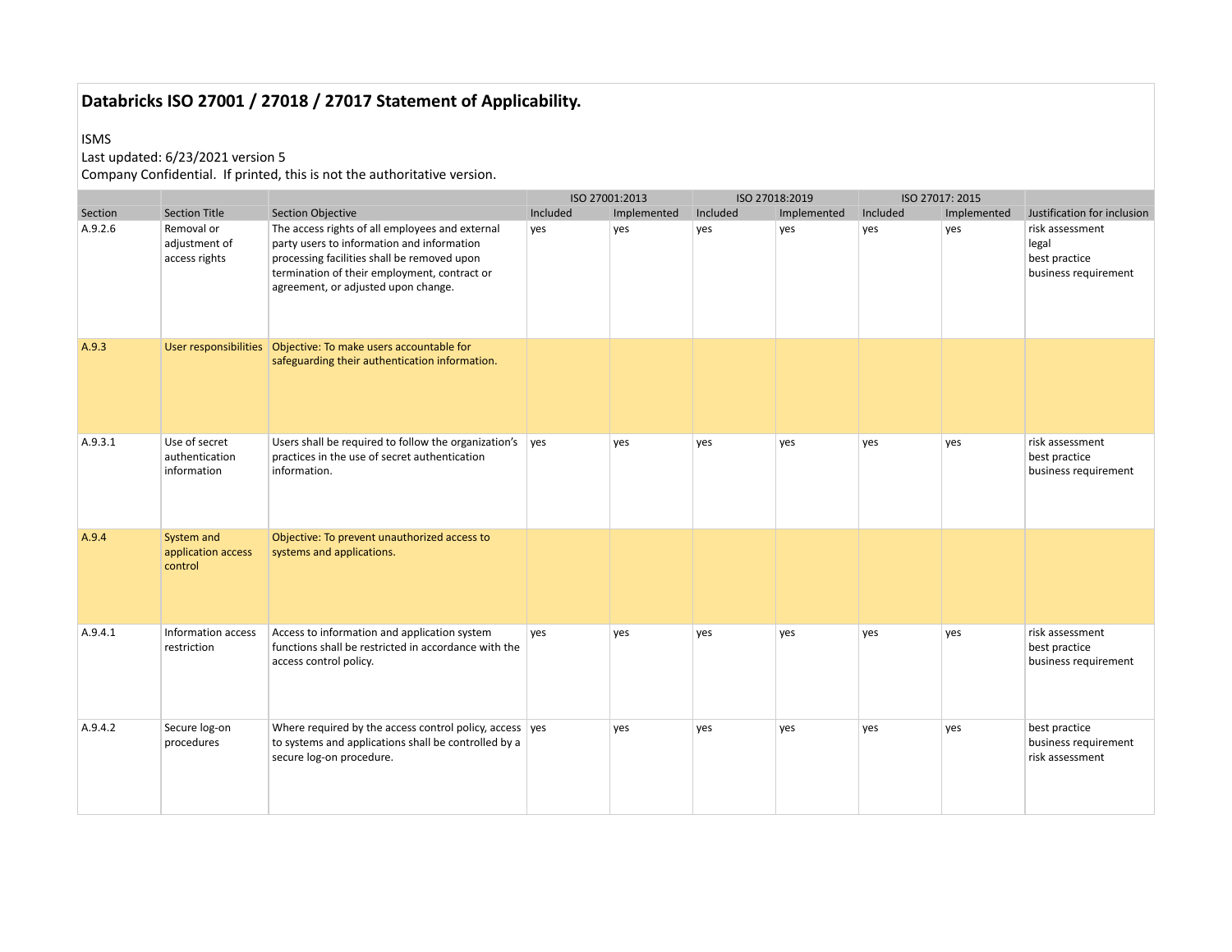# Databricks ISO 27001 / 27018 / 27017 Statement of Applicability.

ISMS

Last updated: 6/23/2021 version 5

Company Confidential. If printed, this is not the authoritative version.

| | | | ISO 27001:2013 | | ISO 27018:2019 | | ISO 27017: 2015 | | |
|---|---|---|---|---|---|---|---|---|---|
| Section | Section Title | Section Objective | Included | Implemented | Included | Implemented | Included | Implemented | Justification for inclusion |
| A.9.2.6 | Removal or adjustment of access rights | The access rights of all employees and external party users to information and information processing facilities shall be removed upon termination of their employment, contract or agreement, or adjusted upon change. | yes | yes | yes | yes | yes | yes | risk assessment<br>legal<br>best practice<br>business requirement |
| A.9.3 | User responsibilities | Objective: To make users accountable for safeguarding their authentication information. | | | | | | | |
| A.9.3.1 | Use of secret authentication information | Users shall be required to follow the organization's practices in the use of secret authentication information. | yes | yes | yes | yes | yes | yes | risk assessment<br>best practice<br>business requirement |
| A.9.4 | System and application access control | Objective: To prevent unauthorized access to systems and applications. | | | | | | | |
| A.9.4.1 | Information access restriction | Access to information and application system functions shall be restricted in accordance with the access control policy. | yes | yes | yes | yes | yes | yes | risk assessment<br>best practice<br>business requirement |
| A.9.4.2 | Secure log-on procedures | Where required by the access control policy, access to systems and applications shall be controlled by a secure log-on procedure. | yes | yes | yes | yes | yes | yes | best practice<br>business requirement<br>risk assessment |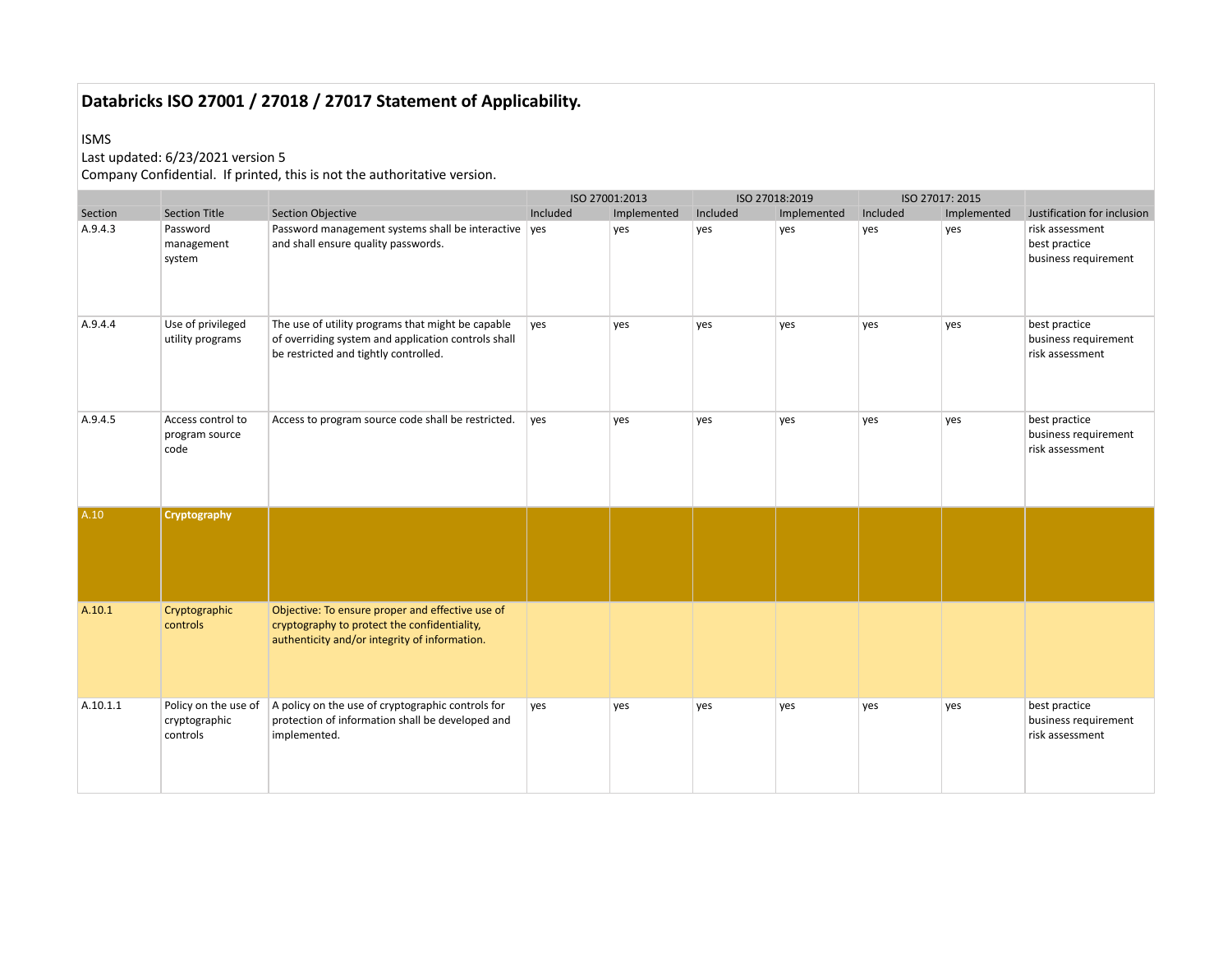# Databricks ISO 27001 / 27018 / 27017 Statement of Applicability.

ISMS
Last updated: 6/23/2021 version 5
Company Confidential. If printed, this is not the authoritative version.

| | | | ISO 27001:2013 | | ISO 27018:2019 | | ISO 27017: 2015 | | |
|---|---|---|---|---|---|---|---|---|---|
| Section | Section Title | Section Objective | Included | Implemented | Included | Implemented | Included | Implemented | Justification for inclusion |
| A.9.4.3 | Password management system | Password management systems shall be interactive and shall ensure quality passwords. | yes | yes | yes | yes | yes | yes | risk assessment<br>best practice<br>business requirement |
| A.9.4.4 | Use of privileged utility programs | The use of utility programs that might be capable of overriding system and application controls shall be restricted and tightly controlled. | yes | yes | yes | yes | yes | yes | best practice<br>business requirement<br>risk assessment |
| A.9.4.5 | Access control to program source code | Access to program source code shall be restricted. | yes | yes | yes | yes | yes | yes | best practice<br>business requirement<br>risk assessment |
| A.10 | **Cryptography** | | | | | | | | |
| A.10.1 | Cryptographic controls | Objective: To ensure proper and effective use of cryptography to protect the confidentiality, authenticity and/or integrity of information. | | | | | | | |
| A.10.1.1 | Policy on the use of cryptographic controls | A policy on the use of cryptographic controls for protection of information shall be developed and implemented. | yes | yes | yes | yes | yes | yes | best practice<br>business requirement<br>risk assessment |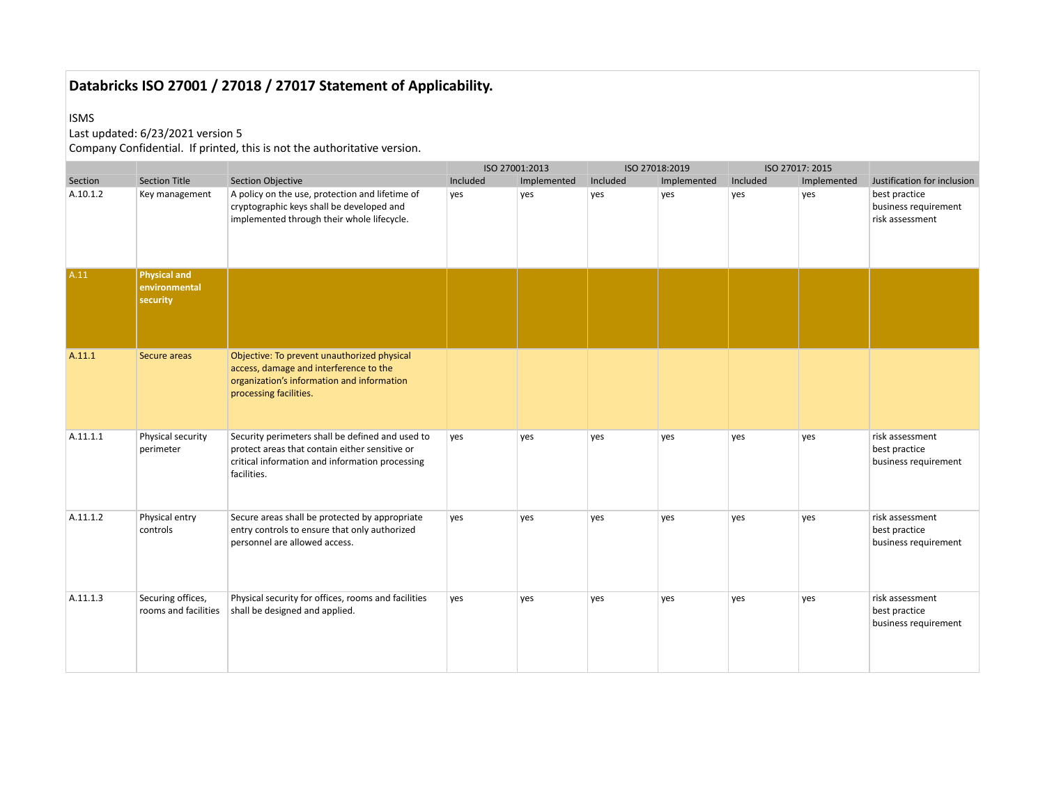# Databricks ISO 27001 / 27018 / 27017 Statement of Applicability.

ISMS

Last updated: 6/23/2021 version 5

Company Confidential. If printed, this is not the authoritative version.

| | | | ISO 27001:2013 | | ISO 27018:2019 | | ISO 27017: 2015 | | |
|---|---|---|---|---|---|---|---|---|---|
| Section | Section Title | Section Objective | Included | Implemented | Included | Implemented | Included | Implemented | Justification for inclusion |
| A.10.1.2 | Key management | A policy on the use, protection and lifetime of cryptographic keys shall be developed and implemented through their whole lifecycle. | yes | yes | yes | yes | yes | yes | best practice<br>business requirement<br>risk assessment |
| A.11 | **Physical and environmental security** | | | | | | | | |
| A.11.1 | Secure areas | Objective: To prevent unauthorized physical access, damage and interference to the organization's information and information processing facilities. | | | | | | | |
| A.11.1.1 | Physical security perimeter | Security perimeters shall be defined and used to protect areas that contain either sensitive or critical information and information processing facilities. | yes | yes | yes | yes | yes | yes | risk assessment<br>best practice<br>business requirement |
| A.11.1.2 | Physical entry controls | Secure areas shall be protected by appropriate entry controls to ensure that only authorized personnel are allowed access. | yes | yes | yes | yes | yes | yes | risk assessment<br>best practice<br>business requirement |
| A.11.1.3 | Securing offices, rooms and facilities | Physical security for offices, rooms and facilities shall be designed and applied. | yes | yes | yes | yes | yes | yes | risk assessment<br>best practice<br>business requirement |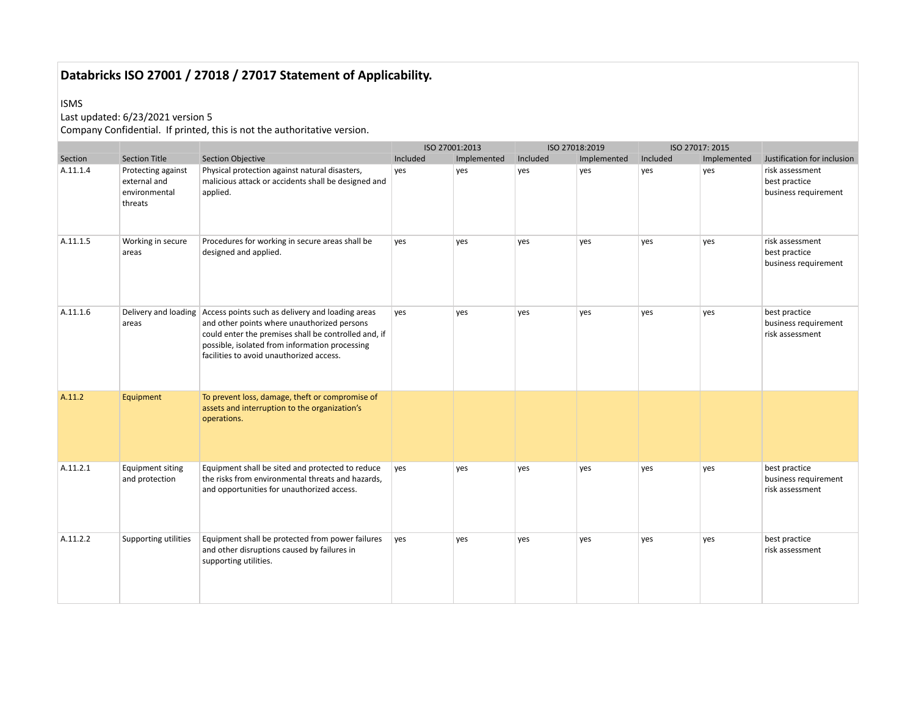# Databricks ISO 27001 / 27018 / 27017 Statement of Applicability.

ISMS

Last updated: 6/23/2021 version 5

Company Confidential. If printed, this is not the authoritative version.

| | | | ISO 27001:2013 | | ISO 27018:2019 | | ISO 27017: 2015 | | |
|---|---|---|---|---|---|---|---|---|---|
| Section | Section Title | Section Objective | Included | Implemented | Included | Implemented | Included | Implemented | Justification for inclusion |
| A.11.1.4 | Protecting against external and environmental threats | Physical protection against natural disasters, malicious attack or accidents shall be designed and applied. | yes | yes | yes | yes | yes | yes | risk assessment<br>best practice<br>business requirement |
| A.11.1.5 | Working in secure areas | Procedures for working in secure areas shall be designed and applied. | yes | yes | yes | yes | yes | yes | risk assessment<br>best practice<br>business requirement |
| A.11.1.6 | Delivery and loading areas | Access points such as delivery and loading areas and other points where unauthorized persons could enter the premises shall be controlled and, if possible, isolated from information processing facilities to avoid unauthorized access. | yes | yes | yes | yes | yes | yes | best practice<br>business requirement<br>risk assessment |
| A.11.2 | Equipment | To prevent loss, damage, theft or compromise of assets and interruption to the organization's operations. | | | | | | | |
| A.11.2.1 | Equipment siting and protection | Equipment shall be sited and protected to reduce the risks from environmental threats and hazards, and opportunities for unauthorized access. | yes | yes | yes | yes | yes | yes | best practice<br>business requirement<br>risk assessment |
| A.11.2.2 | Supporting utilities | Equipment shall be protected from power failures and other disruptions caused by failures in supporting utilities. | yes | yes | yes | yes | yes | yes | best practice<br>risk assessment |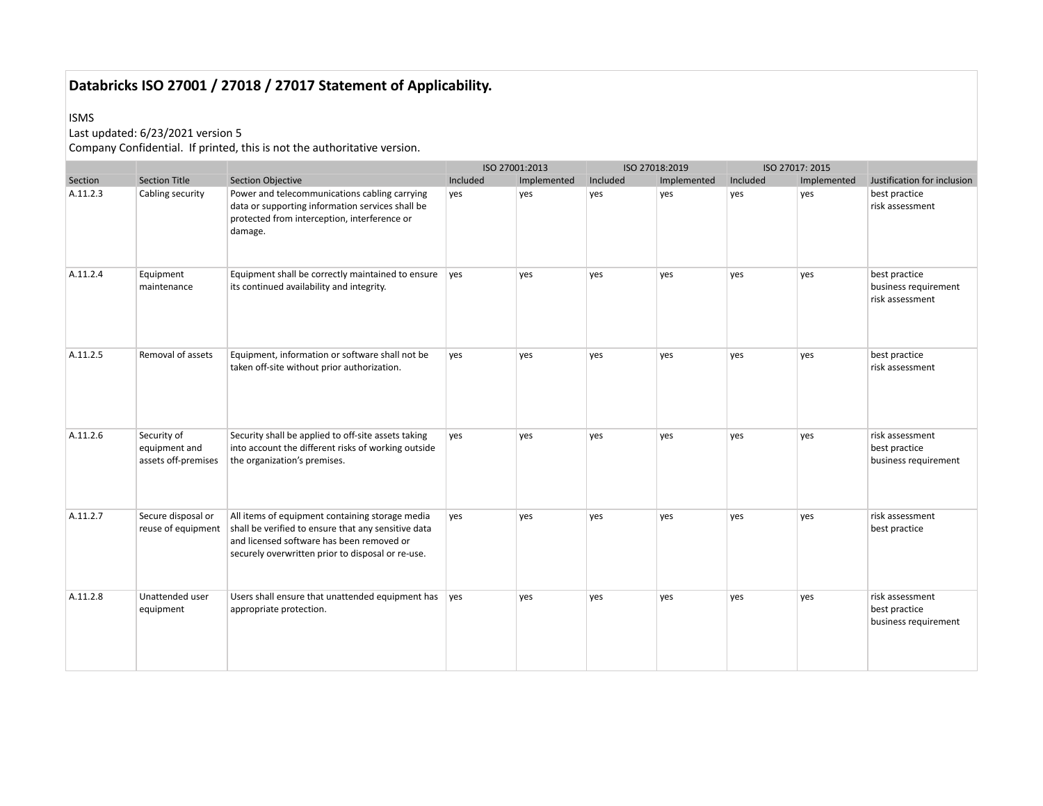## Databricks ISO 27001 / 27018 / 27017 Statement of Applicability.

ISMS
Last updated: 6/23/2021 version 5
Company Confidential. If printed, this is not the authoritative version.

| | | | ISO 27001:2013 | | ISO 27018:2019 | | ISO 27017: 2015 | | |
|---|---|---|---|---|---|---|---|---|---|
| Section | Section Title | Section Objective | Included | Implemented | Included | Implemented | Included | Implemented | Justification for inclusion |
| A.11.2.3 | Cabling security | Power and telecommunications cabling carrying data or supporting information services shall be protected from interception, interference or damage. | yes | yes | yes | yes | yes | yes | best practice<br>risk assessment |
| A.11.2.4 | Equipment maintenance | Equipment shall be correctly maintained to ensure its continued availability and integrity. | yes | yes | yes | yes | yes | yes | best practice<br>business requirement<br>risk assessment |
| A.11.2.5 | Removal of assets | Equipment, information or software shall not be taken off-site without prior authorization. | yes | yes | yes | yes | yes | yes | best practice<br>risk assessment |
| A.11.2.6 | Security of equipment and assets off-premises | Security shall be applied to off-site assets taking into account the different risks of working outside the organization's premises. | yes | yes | yes | yes | yes | yes | risk assessment<br>best practice<br>business requirement |
| A.11.2.7 | Secure disposal or reuse of equipment | All items of equipment containing storage media shall be verified to ensure that any sensitive data and licensed software has been removed or securely overwritten prior to disposal or re-use. | yes | yes | yes | yes | yes | yes | risk assessment<br>best practice |
| A.11.2.8 | Unattended user equipment | Users shall ensure that unattended equipment has appropriate protection. | yes | yes | yes | yes | yes | yes | risk assessment<br>best practice<br>business requirement |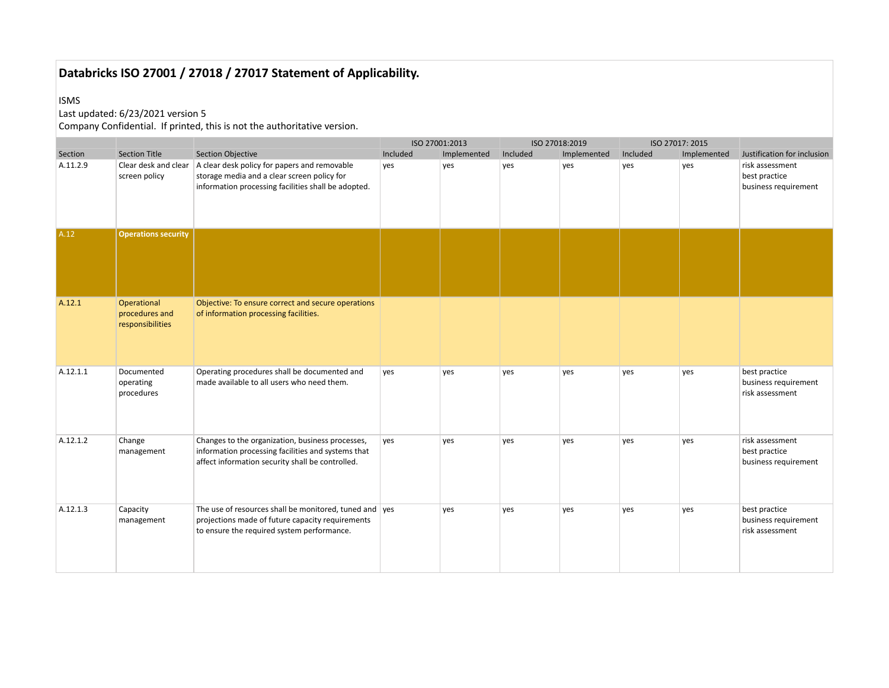# Databricks ISO 27001 / 27018 / 27017 Statement of Applicability.

ISMS

Last updated: 6/23/2021 version 5

Company Confidential. If printed, this is not the authoritative version.

| | | | ISO 27001:2013 | | ISO 27018:2019 | | ISO 27017: 2015 | | |
|---|---|---|---|---|---|---|---|---|---|
| Section | Section Title | Section Objective | Included | Implemented | Included | Implemented | Included | Implemented | Justification for inclusion |
| A.11.2.9 | Clear desk and clear screen policy | A clear desk policy for papers and removable storage media and a clear screen policy for information processing facilities shall be adopted. | yes | yes | yes | yes | yes | yes | risk assessment<br>best practice<br>business requirement |
| A.12 | **Operations security** | | | | | | | | |
| A.12.1 | Operational procedures and responsibilities | Objective: To ensure correct and secure operations of information processing facilities. | | | | | | | |
| A.12.1.1 | Documented operating procedures | Operating procedures shall be documented and made available to all users who need them. | yes | yes | yes | yes | yes | yes | best practice<br>business requirement<br>risk assessment |
| A.12.1.2 | Change management | Changes to the organization, business processes, information processing facilities and systems that affect information security shall be controlled. | yes | yes | yes | yes | yes | yes | risk assessment<br>best practice<br>business requirement |
| A.12.1.3 | Capacity management | The use of resources shall be monitored, tuned and projections made of future capacity requirements to ensure the required system performance. | yes | yes | yes | yes | yes | yes | best practice<br>business requirement<br>risk assessment |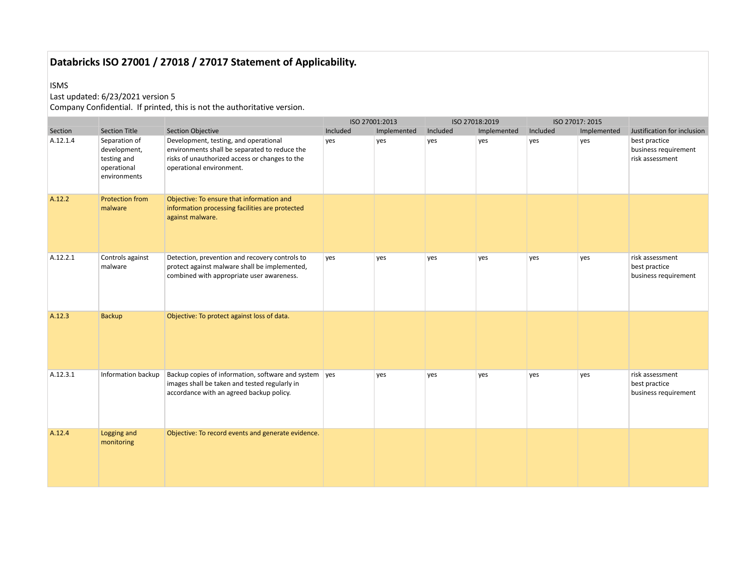# Databricks ISO 27001 / 27018 / 27017 Statement of Applicability.

ISMS

Last updated: 6/23/2021 version 5

Company Confidential. If printed, this is not the authoritative version.

| | | | ISO 27001:2013 | | ISO 27018:2019 | | ISO 27017: 2015 | | |
|---|---|---|---|---|---|---|---|---|---|
| Section | Section Title | Section Objective | Included | Implemented | Included | Implemented | Included | Implemented | Justification for inclusion |
| A.12.1.4 | Separation of development, testing and operational environments | Development, testing, and operational environments shall be separated to reduce the risks of unauthorized access or changes to the operational environment. | yes | yes | yes | yes | yes | yes | best practice<br>business requirement<br>risk assessment |
| A.12.2 | Protection from malware | Objective: To ensure that information and information processing facilities are protected against malware. | | | | | | | |
| A.12.2.1 | Controls against malware | Detection, prevention and recovery controls to protect against malware shall be implemented, combined with appropriate user awareness. | yes | yes | yes | yes | yes | yes | risk assessment<br>best practice<br>business requirement |
| A.12.3 | Backup | Objective: To protect against loss of data. | | | | | | | |
| A.12.3.1 | Information backup | Backup copies of information, software and system images shall be taken and tested regularly in accordance with an agreed backup policy. | yes | yes | yes | yes | yes | yes | risk assessment<br>best practice<br>business requirement |
| A.12.4 | Logging and monitoring | Objective: To record events and generate evidence. | | | | | | | |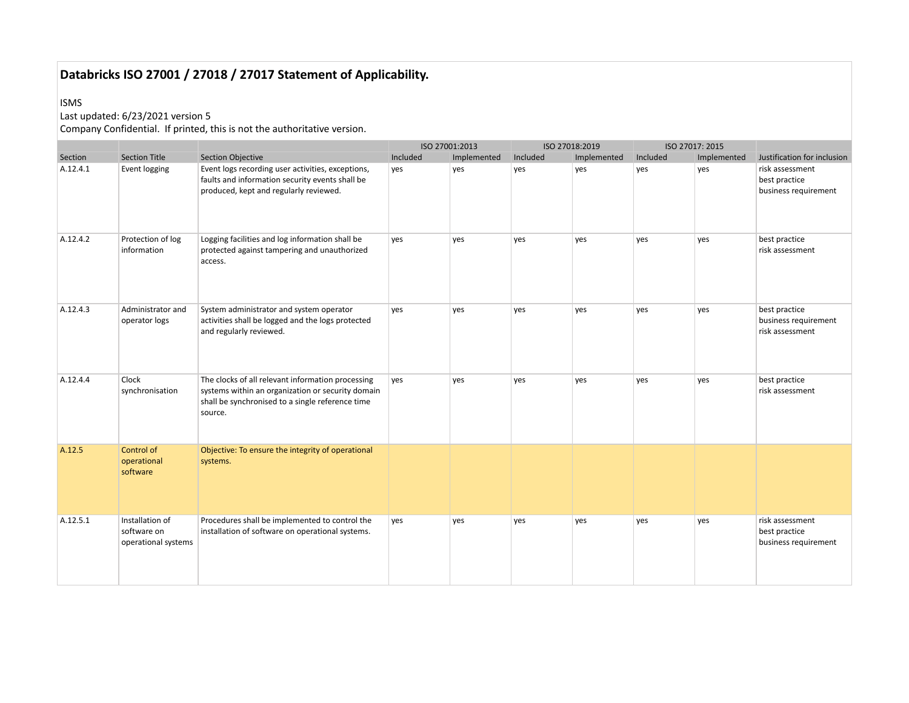# Databricks ISO 27001 / 27018 / 27017 Statement of Applicability.

ISMS
Last updated: 6/23/2021 version 5
Company Confidential. If printed, this is not the authoritative version.

| | | | ISO 27001:2013 | | ISO 27018:2019 | | ISO 27017: 2015 | | |
|---|---|---|---|---|---|---|---|---|---|
| Section | Section Title | Section Objective | Included | Implemented | Included | Implemented | Included | Implemented | Justification for inclusion |
| A.12.4.1 | Event logging | Event logs recording user activities, exceptions, faults and information security events shall be produced, kept and regularly reviewed. | yes | yes | yes | yes | yes | yes | risk assessment<br>best practice<br>business requirement |
| A.12.4.2 | Protection of log information | Logging facilities and log information shall be protected against tampering and unauthorized access. | yes | yes | yes | yes | yes | yes | best practice<br>risk assessment |
| A.12.4.3 | Administrator and operator logs | System administrator and system operator activities shall be logged and the logs protected and regularly reviewed. | yes | yes | yes | yes | yes | yes | best practice<br>business requirement<br>risk assessment |
| A.12.4.4 | Clock synchronisation | The clocks of all relevant information processing systems within an organization or security domain shall be synchronised to a single reference time source. | yes | yes | yes | yes | yes | yes | best practice<br>risk assessment |
| A.12.5 | Control of operational software | Objective: To ensure the integrity of operational systems. | | | | | | | |
| A.12.5.1 | Installation of software on operational systems | Procedures shall be implemented to control the installation of software on operational systems. | yes | yes | yes | yes | yes | yes | risk assessment<br>best practice<br>business requirement |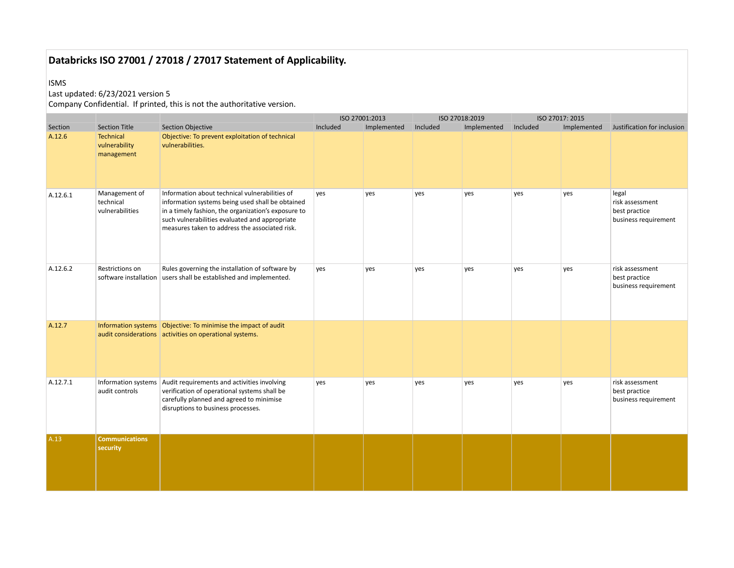# Databricks ISO 27001 / 27018 / 27017 Statement of Applicability.

ISMS
Last updated: 6/23/2021 version 5
Company Confidential. If printed, this is not the authoritative version.

| | | | ISO 27001:2013 | | ISO 27018:2019 | | ISO 27017: 2015 | | |
|---|---|---|---|---|---|---|---|---|---|
| Section | Section Title | Section Objective | Included | Implemented | Included | Implemented | Included | Implemented | Justification for inclusion |
| A.12.6 | Technical vulnerability management | Objective: To prevent exploitation of technical vulnerabilities. | | | | | | | |
| A.12.6.1 | Management of technical vulnerabilities | Information about technical vulnerabilities of information systems being used shall be obtained in a timely fashion, the organization's exposure to such vulnerabilities evaluated and appropriate measures taken to address the associated risk. | yes | yes | yes | yes | yes | yes | legal<br>risk assessment<br>best practice<br>business requirement |
| A.12.6.2 | Restrictions on software installation | Rules governing the installation of software by users shall be established and implemented. | yes | yes | yes | yes | yes | yes | risk assessment<br>best practice<br>business requirement |
| A.12.7 | Information systems audit considerations | Objective: To minimise the impact of audit activities on operational systems. | | | | | | | |
| A.12.7.1 | Information systems audit controls | Audit requirements and activities involving verification of operational systems shall be carefully planned and agreed to minimise disruptions to business processes. | yes | yes | yes | yes | yes | yes | risk assessment<br>best practice<br>business requirement |
| A.13 | **Communications security** | | | | | | | | |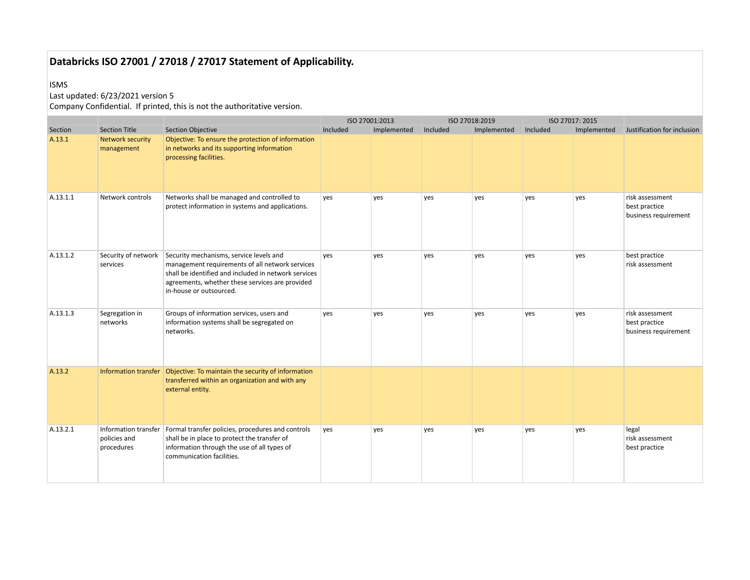# Databricks ISO 27001 / 27018 / 27017 Statement of Applicability.

ISMS
Last updated: 6/23/2021 version 5
Company Confidential. If printed, this is not the authoritative version.

| | | | ISO 27001:2013 | | ISO 27018:2019 | | ISO 27017: 2015 | | |
|---|---|---|---|---|---|---|---|---|---|
| Section | Section Title | Section Objective | Included | Implemented | Included | Implemented | Included | Implemented | Justification for inclusion |
| A.13.1 | Network security management | Objective: To ensure the protection of information in networks and its supporting information processing facilities. | | | | | | | |
| A.13.1.1 | Network controls | Networks shall be managed and controlled to protect information in systems and applications. | yes | yes | yes | yes | yes | yes | risk assessment<br>best practice<br>business requirement |
| A.13.1.2 | Security of network services | Security mechanisms, service levels and management requirements of all network services shall be identified and included in network services agreements, whether these services are provided in-house or outsourced. | yes | yes | yes | yes | yes | yes | best practice<br>risk assessment |
| A.13.1.3 | Segregation in networks | Groups of information services, users and information systems shall be segregated on networks. | yes | yes | yes | yes | yes | yes | risk assessment<br>best practice<br>business requirement |
| A.13.2 | Information transfer | Objective: To maintain the security of information transferred within an organization and with any external entity. | | | | | | | |
| A.13.2.1 | Information transfer policies and procedures | Formal transfer policies, procedures and controls shall be in place to protect the transfer of information through the use of all types of communication facilities. | yes | yes | yes | yes | yes | yes | legal<br>risk assessment<br>best practice |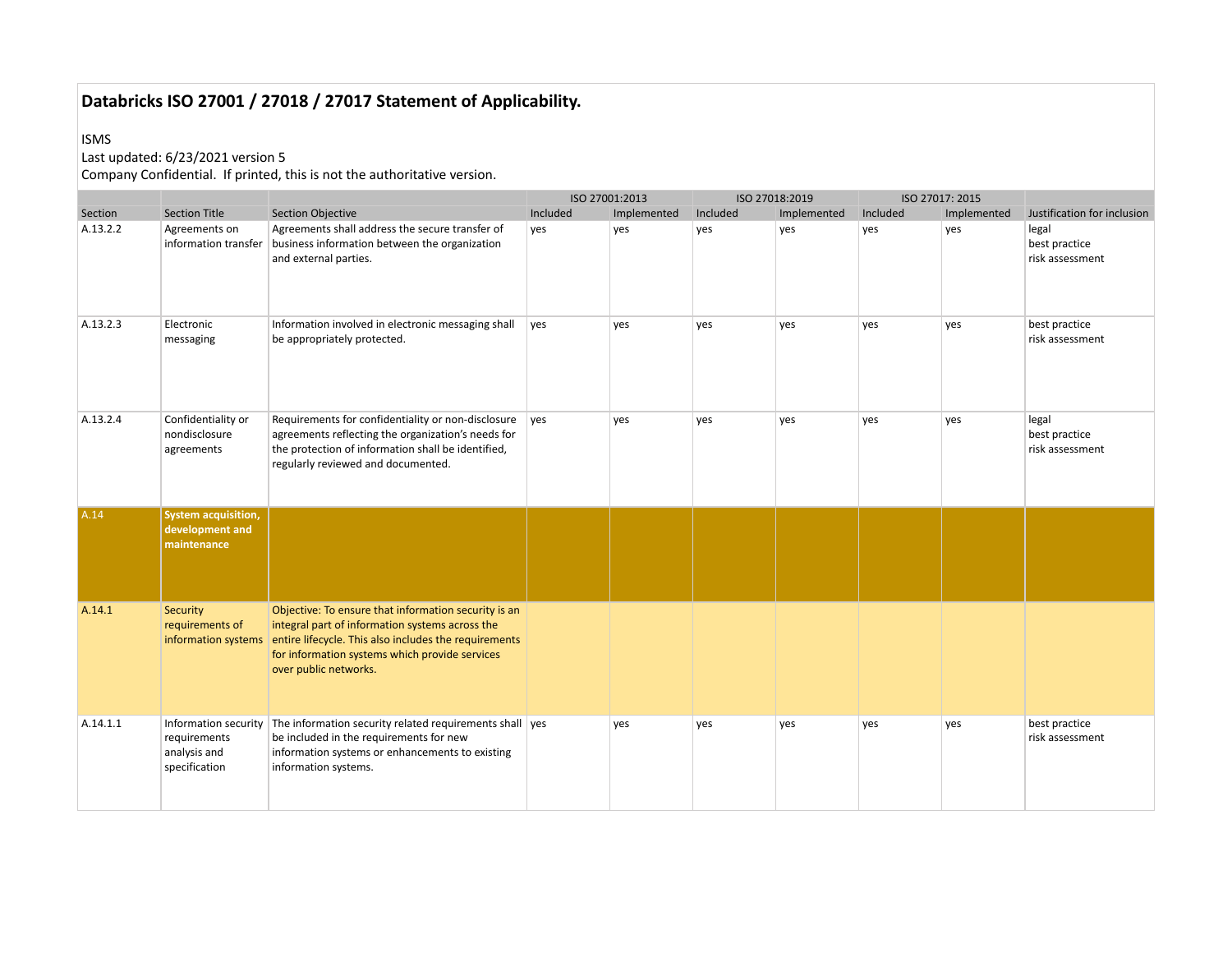# Databricks ISO 27001 / 27018 / 27017 Statement of Applicability.

ISMS
Last updated: 6/23/2021 version 5
Company Confidential. If printed, this is not the authoritative version.

| | | | ISO 27001:2013 | | ISO 27018:2019 | | ISO 27017: 2015 | | |
|---|---|---|---|---|---|---|---|---|---|
| Section | Section Title | Section Objective | Included | Implemented | Included | Implemented | Included | Implemented | Justification for inclusion |
| A.13.2.2 | Agreements on information transfer | Agreements shall address the secure transfer of business information between the organization and external parties. | yes | yes | yes | yes | yes | yes | legal<br>best practice<br>risk assessment |
| A.13.2.3 | Electronic messaging | Information involved in electronic messaging shall be appropriately protected. | yes | yes | yes | yes | yes | yes | best practice<br>risk assessment |
| A.13.2.4 | Confidentiality or nondisclosure agreements | Requirements for confidentiality or non-disclosure agreements reflecting the organization's needs for the protection of information shall be identified, regularly reviewed and documented. | yes | yes | yes | yes | yes | yes | legal<br>best practice<br>risk assessment |
| A.14 | **System acquisition, development and maintenance** | | | | | | | | |
| A.14.1 | Security requirements of information systems | Objective: To ensure that information security is an integral part of information systems across the entire lifecycle. This also includes the requirements for information systems which provide services over public networks. | | | | | | | |
| A.14.1.1 | Information security requirements analysis and specification | The information security related requirements shall be included in the requirements for new information systems or enhancements to existing information systems. | yes | yes | yes | yes | yes | yes | best practice<br>risk assessment |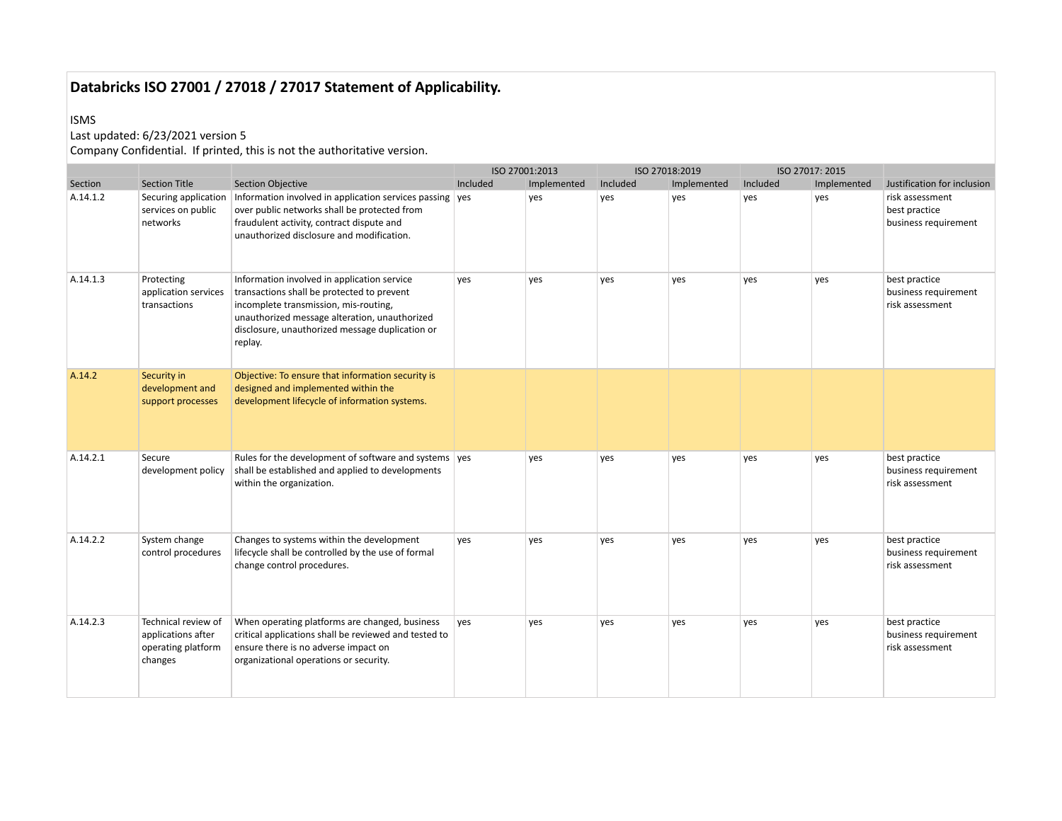# Databricks ISO 27001 / 27018 / 27017 Statement of Applicability.

ISMS

Last updated: 6/23/2021 version 5

Company Confidential. If printed, this is not the authoritative version.

| | | | ISO 27001:2013 | | ISO 27018:2019 | | ISO 27017: 2015 | | |
|---|---|---|---|---|---|---|---|---|---|
| Section | Section Title | Section Objective | Included | Implemented | Included | Implemented | Included | Implemented | Justification for inclusion |
| A.14.1.2 | Securing application services on public networks | Information involved in application services passing over public networks shall be protected from fraudulent activity, contract dispute and unauthorized disclosure and modification. | yes | yes | yes | yes | yes | yes | risk assessment<br>best practice<br>business requirement |
| A.14.1.3 | Protecting application services transactions | Information involved in application service transactions shall be protected to prevent incomplete transmission, mis-routing, unauthorized message alteration, unauthorized disclosure, unauthorized message duplication or replay. | yes | yes | yes | yes | yes | yes | best practice<br>business requirement<br>risk assessment |
| A.14.2 | Security in development and support processes | Objective: To ensure that information security is designed and implemented within the development lifecycle of information systems. | | | | | | | |
| A.14.2.1 | Secure development policy | Rules for the development of software and systems shall be established and applied to developments within the organization. | yes | yes | yes | yes | yes | yes | best practice<br>business requirement<br>risk assessment |
| A.14.2.2 | System change control procedures | Changes to systems within the development lifecycle shall be controlled by the use of formal change control procedures. | yes | yes | yes | yes | yes | yes | best practice<br>business requirement<br>risk assessment |
| A.14.2.3 | Technical review of applications after operating platform changes | When operating platforms are changed, business critical applications shall be reviewed and tested to ensure there is no adverse impact on organizational operations or security. | yes | yes | yes | yes | yes | yes | best practice<br>business requirement<br>risk assessment |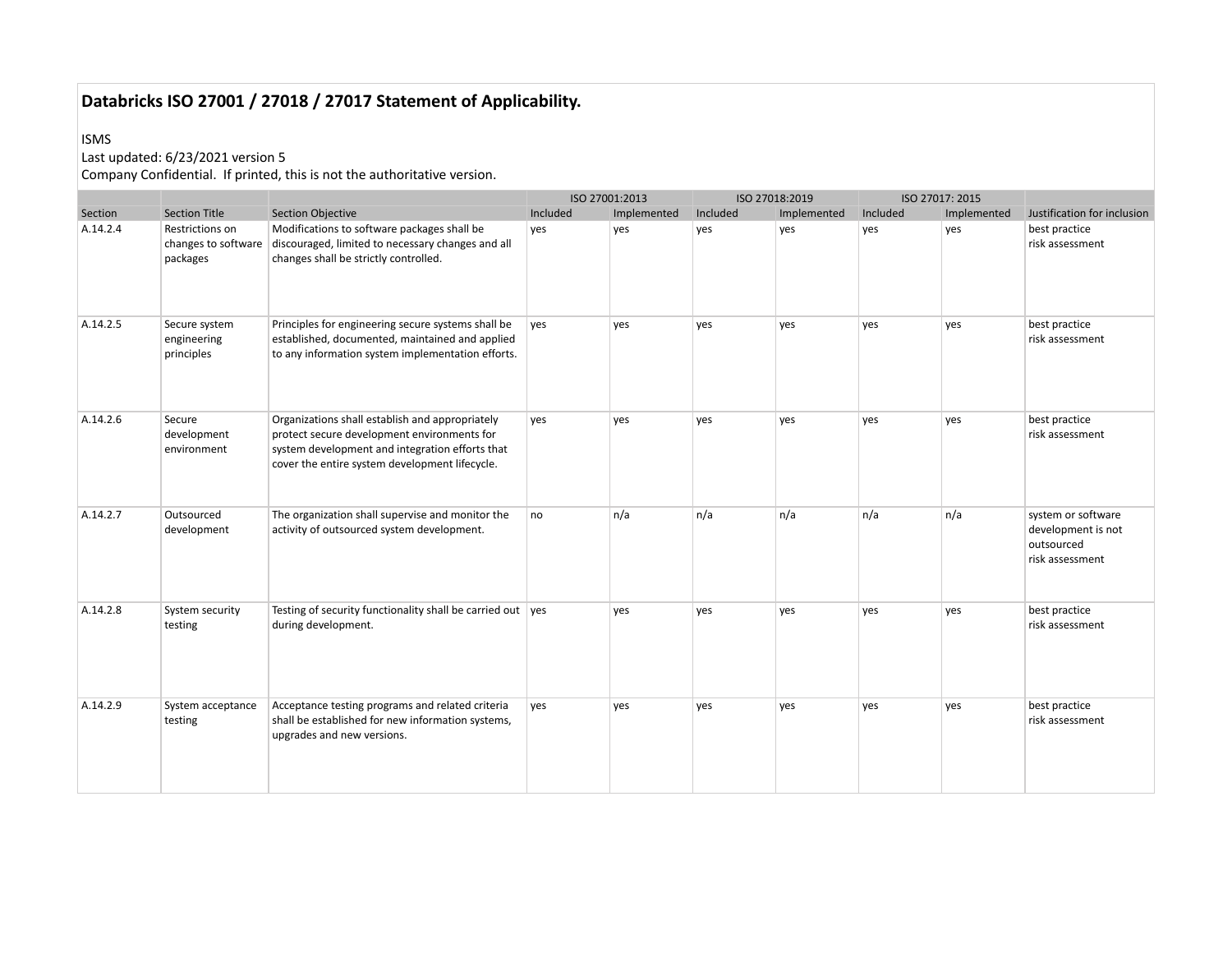# Databricks ISO 27001 / 27018 / 27017 Statement of Applicability.

ISMS
Last updated: 6/23/2021 version 5
Company Confidential. If printed, this is not the authoritative version.

| | | | ISO 27001:2013 | | ISO 27018:2019 | | ISO 27017: 2015 | | |
|---|---|---|---|---|---|---|---|---|---|
| Section | Section Title | Section Objective | Included | Implemented | Included | Implemented | Included | Implemented | Justification for inclusion |
| A.14.2.4 | Restrictions on changes to software packages | Modifications to software packages shall be discouraged, limited to necessary changes and all changes shall be strictly controlled. | yes | yes | yes | yes | yes | yes | best practice risk assessment |
| A.14.2.5 | Secure system engineering principles | Principles for engineering secure systems shall be established, documented, maintained and applied to any information system implementation efforts. | yes | yes | yes | yes | yes | yes | best practice risk assessment |
| A.14.2.6 | Secure development environment | Organizations shall establish and appropriately protect secure development environments for system development and integration efforts that cover the entire system development lifecycle. | yes | yes | yes | yes | yes | yes | best practice risk assessment |
| A.14.2.7 | Outsourced development | The organization shall supervise and monitor the activity of outsourced system development. | no | n/a | n/a | n/a | n/a | n/a | system or software development is not outsourced risk assessment |
| A.14.2.8 | System security testing | Testing of security functionality shall be carried out during development. | yes | yes | yes | yes | yes | yes | best practice risk assessment |
| A.14.2.9 | System acceptance testing | Acceptance testing programs and related criteria shall be established for new information systems, upgrades and new versions. | yes | yes | yes | yes | yes | yes | best practice risk assessment |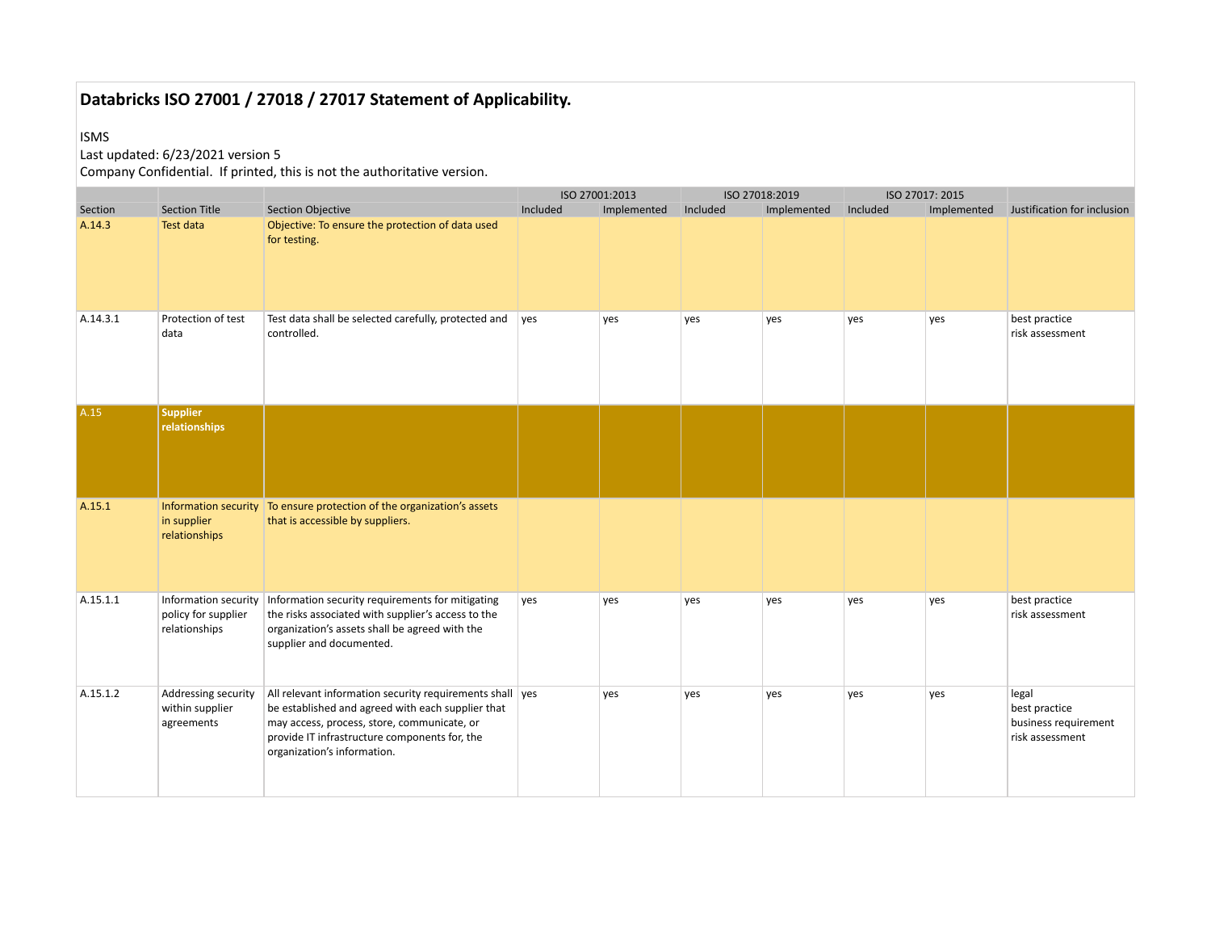# Databricks ISO 27001 / 27018 / 27017 Statement of Applicability.

ISMS

Last updated: 6/23/2021 version 5

Company Confidential. If printed, this is not the authoritative version.

| | | | ISO 27001:2013 | | ISO 27018:2019 | | ISO 27017: 2015 | | |
|---|---|---|---|---|---|---|---|---|---|
| Section | Section Title | Section Objective | Included | Implemented | Included | Implemented | Included | Implemented | Justification for inclusion |
| A.14.3 | Test data | Objective: To ensure the protection of data used for testing. | | | | | | | |
| A.14.3.1 | Protection of test data | Test data shall be selected carefully, protected and controlled. | yes | yes | yes | yes | yes | yes | best practice<br>risk assessment |
| A.15 | **Supplier relationships** | | | | | | | | |
| A.15.1 | Information security in supplier relationships | To ensure protection of the organization's assets that is accessible by suppliers. | | | | | | | |
| A.15.1.1 | Information security policy for supplier relationships | Information security requirements for mitigating the risks associated with supplier's access to the organization's assets shall be agreed with the supplier and documented. | yes | yes | yes | yes | yes | yes | best practice<br>risk assessment |
| A.15.1.2 | Addressing security within supplier agreements | All relevant information security requirements shall be established and agreed with each supplier that may access, process, store, communicate, or provide IT infrastructure components for, the organization's information. | yes | yes | yes | yes | yes | yes | legal<br>best practice<br>business requirement<br>risk assessment |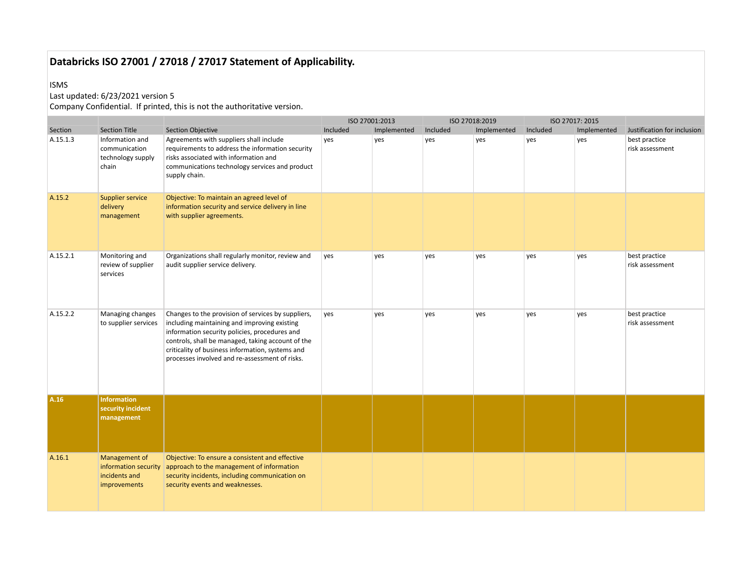## Databricks ISO 27001 / 27018 / 27017 Statement of Applicability.

ISMS

Last updated: 6/23/2021 version 5

Company Confidential. If printed, this is not the authoritative version.

| | | | ISO 27001:2013 | | ISO 27018:2019 | | ISO 27017: 2015 | | |
|---|---|---|---|---|---|---|---|---|---|
| Section | Section Title | Section Objective | Included | Implemented | Included | Implemented | Included | Implemented | Justification for inclusion |
| A.15.1.3 | Information and communication technology supply chain | Agreements with suppliers shall include requirements to address the information security risks associated with information and communications technology services and product supply chain. | yes | yes | yes | yes | yes | yes | best practice<br>risk assessment |
| A.15.2 | Supplier service delivery management | Objective: To maintain an agreed level of information security and service delivery in line with supplier agreements. | | | | | | | |
| A.15.2.1 | Monitoring and review of supplier services | Organizations shall regularly monitor, review and audit supplier service delivery. | yes | yes | yes | yes | yes | yes | best practice<br>risk assessment |
| A.15.2.2 | Managing changes to supplier services | Changes to the provision of services by suppliers, including maintaining and improving existing information security policies, procedures and controls, shall be managed, taking account of the criticality of business information, systems and processes involved and re-assessment of risks. | yes | yes | yes | yes | yes | yes | best practice<br>risk assessment |
| **A.16** | **Information security incident management** | | | | | | | | |
| A.16.1 | Management of information security incidents and improvements | Objective: To ensure a consistent and effective approach to the management of information security incidents, including communication on security events and weaknesses. | | | | | | | |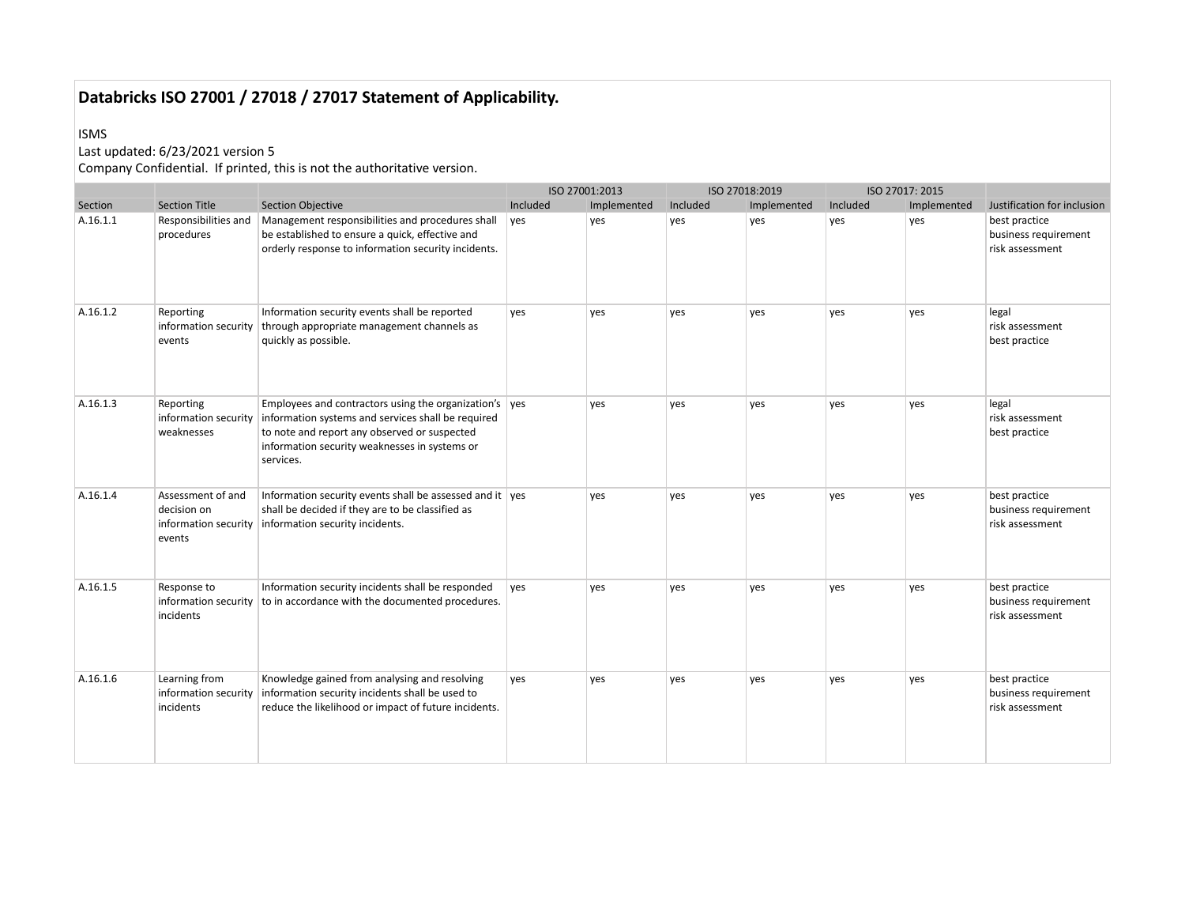# Databricks ISO 27001 / 27018 / 27017 Statement of Applicability.

ISMS
Last updated: 6/23/2021 version 5
Company Confidential. If printed, this is not the authoritative version.

| | | | ISO 27001:2013 | | ISO 27018:2019 | | ISO 27017: 2015 | | |
|---|---|---|---|---|---|---|---|---|---|
| Section | Section Title | Section Objective | Included | Implemented | Included | Implemented | Included | Implemented | Justification for inclusion |
| A.16.1.1 | Responsibilities and procedures | Management responsibilities and procedures shall be established to ensure a quick, effective and orderly response to information security incidents. | yes | yes | yes | yes | yes | yes | best practice<br>business requirement<br>risk assessment |
| A.16.1.2 | Reporting information security events | Information security events shall be reported through appropriate management channels as quickly as possible. | yes | yes | yes | yes | yes | yes | legal<br>risk assessment<br>best practice |
| A.16.1.3 | Reporting information security weaknesses | Employees and contractors using the organization's information systems and services shall be required to note and report any observed or suspected information security weaknesses in systems or services. | yes | yes | yes | yes | yes | yes | legal<br>risk assessment<br>best practice |
| A.16.1.4 | Assessment of and decision on information security events | Information security events shall be assessed and it shall be decided if they are to be classified as information security incidents. | yes | yes | yes | yes | yes | yes | best practice<br>business requirement<br>risk assessment |
| A.16.1.5 | Response to information security incidents | Information security incidents shall be responded to in accordance with the documented procedures. | yes | yes | yes | yes | yes | yes | best practice<br>business requirement<br>risk assessment |
| A.16.1.6 | Learning from information security incidents | Knowledge gained from analysing and resolving information security incidents shall be used to reduce the likelihood or impact of future incidents. | yes | yes | yes | yes | yes | yes | best practice<br>business requirement<br>risk assessment |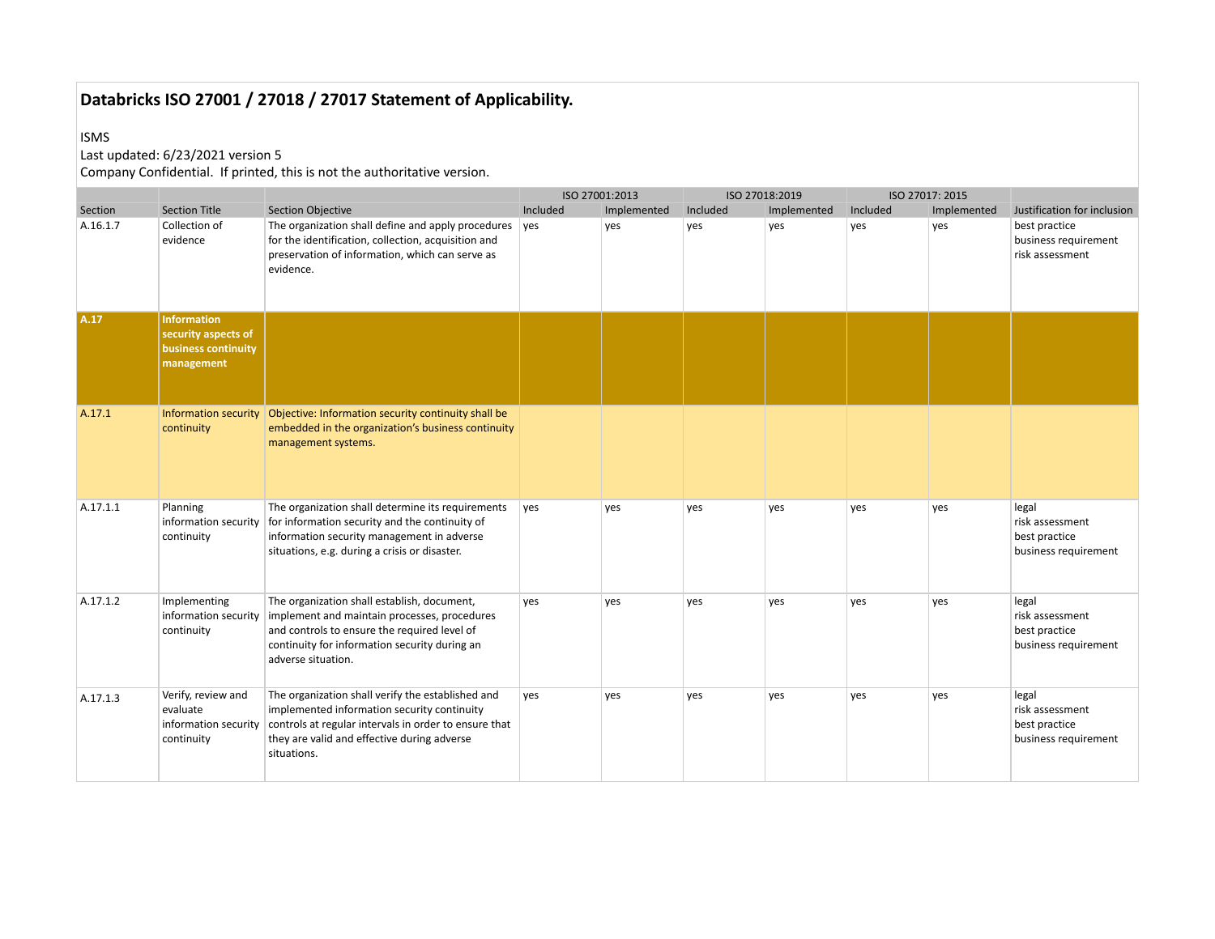# Databricks ISO 27001 / 27018 / 27017 Statement of Applicability.

ISMS

Last updated: 6/23/2021 version 5

Company Confidential. If printed, this is not the authoritative version.

| | | | ISO 27001:2013 | | ISO 27018:2019 | | ISO 27017: 2015 | | |
|---|---|---|---|---|---|---|---|---|---|
| Section | Section Title | Section Objective | Included | Implemented | Included | Implemented | Included | Implemented | Justification for inclusion |
| A.16.1.7 | Collection of evidence | The organization shall define and apply procedures for the identification, collection, acquisition and preservation of information, which can serve as evidence. | yes | yes | yes | yes | yes | yes | best practice<br>business requirement<br>risk assessment |
| **A.17** | **Information security aspects of business continuity management** | | | | | | | | |
| A.17.1 | Information security continuity | Objective: Information security continuity shall be embedded in the organization's business continuity management systems. | | | | | | | |
| A.17.1.1 | Planning information security continuity | The organization shall determine its requirements for information security and the continuity of information security management in adverse situations, e.g. during a crisis or disaster. | yes | yes | yes | yes | yes | yes | legal<br>risk assessment<br>best practice<br>business requirement |
| A.17.1.2 | Implementing information security continuity | The organization shall establish, document, implement and maintain processes, procedures and controls to ensure the required level of continuity for information security during an adverse situation. | yes | yes | yes | yes | yes | yes | legal<br>risk assessment<br>best practice<br>business requirement |
| A.17.1.3 | Verify, review and evaluate information security continuity | The organization shall verify the established and implemented information security continuity controls at regular intervals in order to ensure that they are valid and effective during adverse situations. | yes | yes | yes | yes | yes | yes | legal<br>risk assessment<br>best practice<br>business requirement |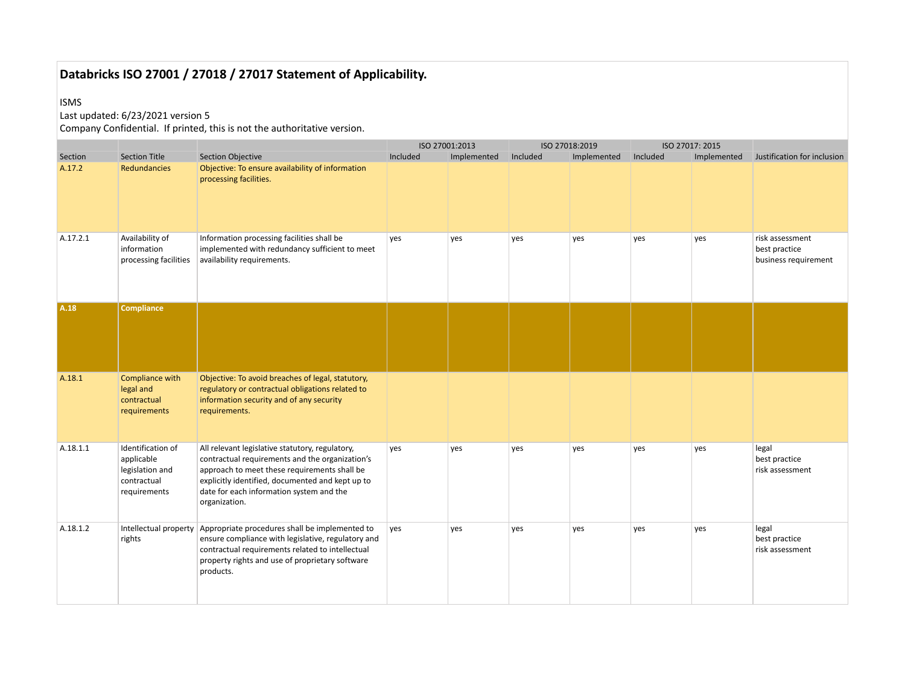# Databricks ISO 27001 / 27018 / 27017 Statement of Applicability.

ISMS
Last updated: 6/23/2021 version 5
Company Confidential. If printed, this is not the authoritative version.

| | | | ISO 27001:2013 | | ISO 27018:2019 | | ISO 27017: 2015 | | |
|---|---|---|---|---|---|---|---|---|---|
| Section | Section Title | Section Objective | Included | Implemented | Included | Implemented | Included | Implemented | Justification for inclusion |
| A.17.2 | Redundancies | Objective: To ensure availability of information processing facilities. | | | | | | | |
| A.17.2.1 | Availability of information processing facilities | Information processing facilities shall be implemented with redundancy sufficient to meet availability requirements. | yes | yes | yes | yes | yes | yes | risk assessment<br>best practice<br>business requirement |
| **A.18** | **Compliance** | | | | | | | | |
| A.18.1 | Compliance with legal and contractual requirements | Objective: To avoid breaches of legal, statutory, regulatory or contractual obligations related to information security and of any security requirements. | | | | | | | |
| A.18.1.1 | Identification of applicable legislation and contractual requirements | All relevant legislative statutory, regulatory, contractual requirements and the organization's approach to meet these requirements shall be explicitly identified, documented and kept up to date for each information system and the organization. | yes | yes | yes | yes | yes | yes | legal<br>best practice<br>risk assessment |
| A.18.1.2 | Intellectual property rights | Appropriate procedures shall be implemented to ensure compliance with legislative, regulatory and contractual requirements related to intellectual property rights and use of proprietary software products. | yes | yes | yes | yes | yes | yes | legal<br>best practice<br>risk assessment |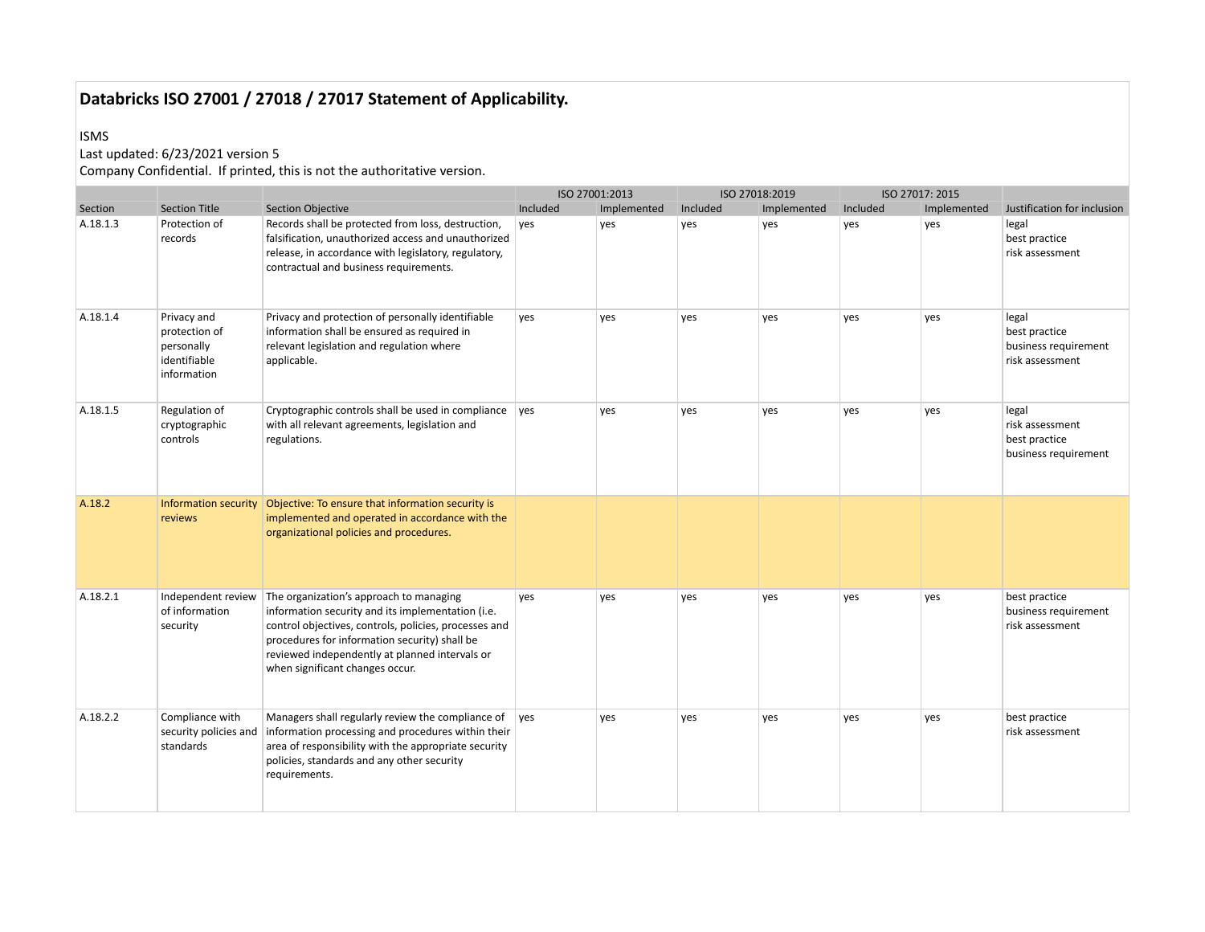# Databricks ISO 27001 / 27018 / 27017 Statement of Applicability.

ISMS
Last updated: 6/23/2021 version 5
Company Confidential. If printed, this is not the authoritative version.

| | | | ISO 27001:2013 | | ISO 27018:2019 | | ISO 27017: 2015 | | |
|---|---|---|---|---|---|---|---|---|---|
| Section | Section Title | Section Objective | Included | Implemented | Included | Implemented | Included | Implemented | Justification for inclusion |
| A.18.1.3 | Protection of records | Records shall be protected from loss, destruction, falsification, unauthorized access and unauthorized release, in accordance with legislatory, regulatory, contractual and business requirements. | yes | yes | yes | yes | yes | yes | legal<br>best practice<br>risk assessment |
| A.18.1.4 | Privacy and protection of personally identifiable information | Privacy and protection of personally identifiable information shall be ensured as required in relevant legislation and regulation where applicable. | yes | yes | yes | yes | yes | yes | legal<br>best practice<br>business requirement<br>risk assessment |
| A.18.1.5 | Regulation of cryptographic controls | Cryptographic controls shall be used in compliance with all relevant agreements, legislation and regulations. | yes | yes | yes | yes | yes | yes | legal<br>risk assessment<br>best practice<br>business requirement |
| A.18.2 | Information security reviews | Objective: To ensure that information security is implemented and operated in accordance with the organizational policies and procedures. | | | | | | | |
| A.18.2.1 | Independent review of information security | The organization's approach to managing information security and its implementation (i.e. control objectives, controls, policies, processes and procedures for information security) shall be reviewed independently at planned intervals or when significant changes occur. | yes | yes | yes | yes | yes | yes | best practice<br>business requirement<br>risk assessment |
| A.18.2.2 | Compliance with security policies and standards | Managers shall regularly review the compliance of information processing and procedures within their area of responsibility with the appropriate security policies, standards and any other security requirements. | yes | yes | yes | yes | yes | yes | best practice<br>risk assessment |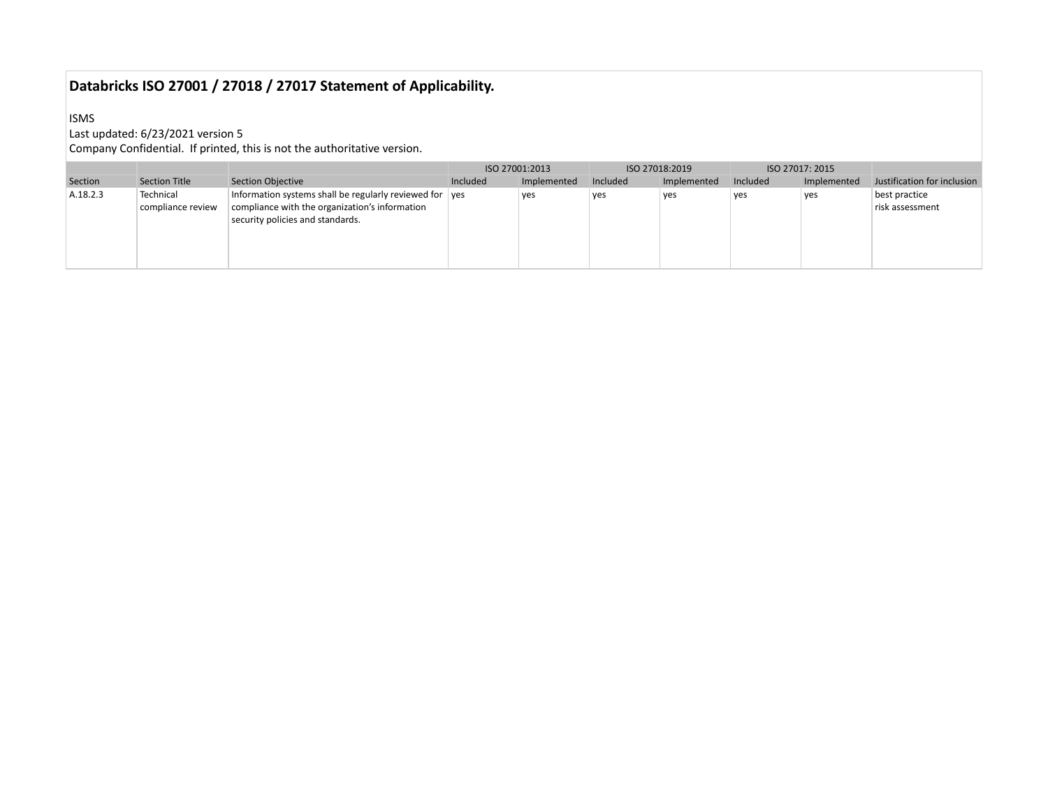## Databricks ISO 27001 / 27018 / 27017 Statement of Applicability.

ISMS
Last updated: 6/23/2021 version 5
Company Confidential. If printed, this is not the authoritative version.

| | | | ISO 27001:2013 | | ISO 27018:2019 | | ISO 27017: 2015 | | |
|---|---|---|---|---|---|---|---|---|---|
| Section | Section Title | Section Objective | Included | Implemented | Included | Implemented | Included | Implemented | Justification for inclusion |
| A.18.2.3 | Technical compliance review | Information systems shall be regularly reviewed for compliance with the organization's information security policies and standards. | yes | yes | yes | yes | yes | yes | best practice<br>risk assessment |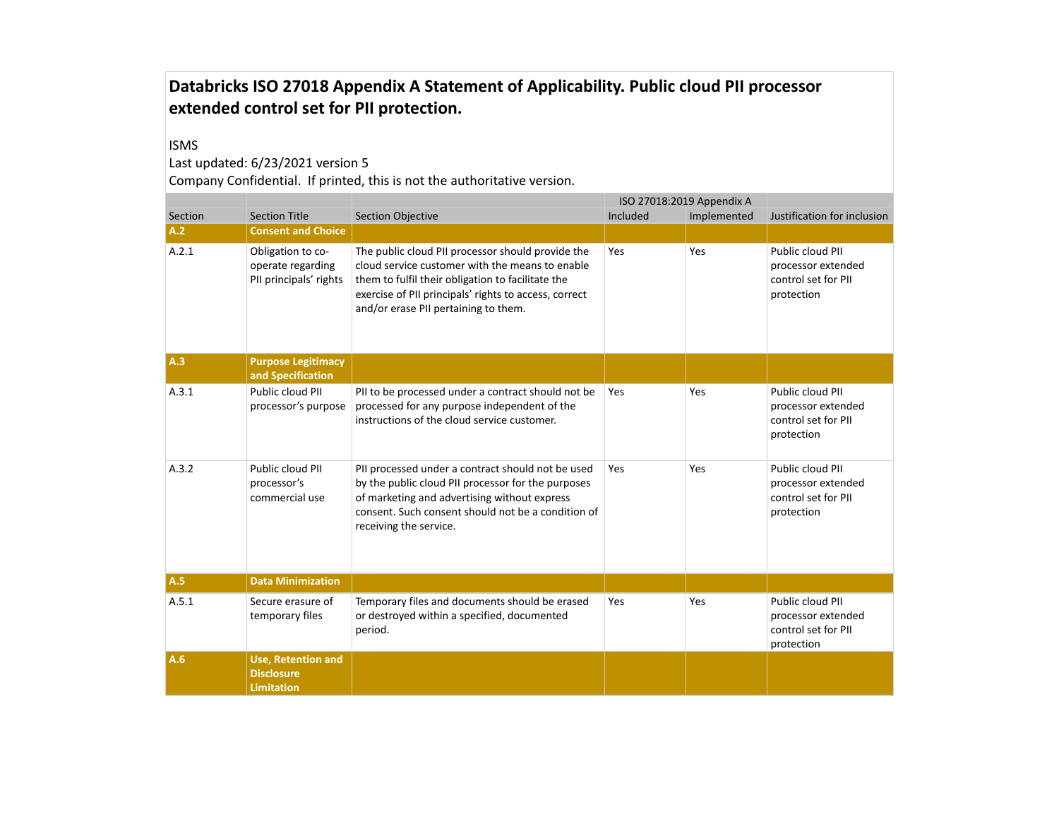**Databricks ISO 27018 Appendix A Statement of Applicability. Public cloud PII processor extended control set for PII protection.**

ISMS

Last updated: 6/23/2021 version 5

Company Confidential. If printed, this is not the authoritative version.

| | | | ISO 27018:2019 Appendix A | | |
|---|---|---|---|---|---|
| Section | Section Title | Section Objective | Included | Implemented | Justification for inclusion |
| **A.2** | **Consent and Choice** | | | | |
| A.2.1 | Obligation to co-operate regarding PII principals' rights | The public cloud PII processor should provide the cloud service customer with the means to enable them to fulfil their obligation to facilitate the exercise of PII principals' rights to access, correct and/or erase PII pertaining to them. | Yes | Yes | Public cloud PII processor extended control set for PII protection |
| **A.3** | **Purpose Legitimacy and Specification** | | | | |
| A.3.1 | Public cloud PII processor's purpose | PII to be processed under a contract should not be processed for any purpose independent of the instructions of the cloud service customer. | Yes | Yes | Public cloud PII processor extended control set for PII protection |
| A.3.2 | Public cloud PII processor's commercial use | PII processed under a contract should not be used by the public cloud PII processor for the purposes of marketing and advertising without express consent. Such consent should not be a condition of receiving the service. | Yes | Yes | Public cloud PII processor extended control set for PII protection |
| **A.5** | **Data Minimization** | | | | |
| A.5.1 | Secure erasure of temporary files | Temporary files and documents should be erased or destroyed within a specified, documented period. | Yes | Yes | Public cloud PII processor extended control set for PII protection |
| **A.6** | **Use, Retention and Disclosure Limitation** | | | | |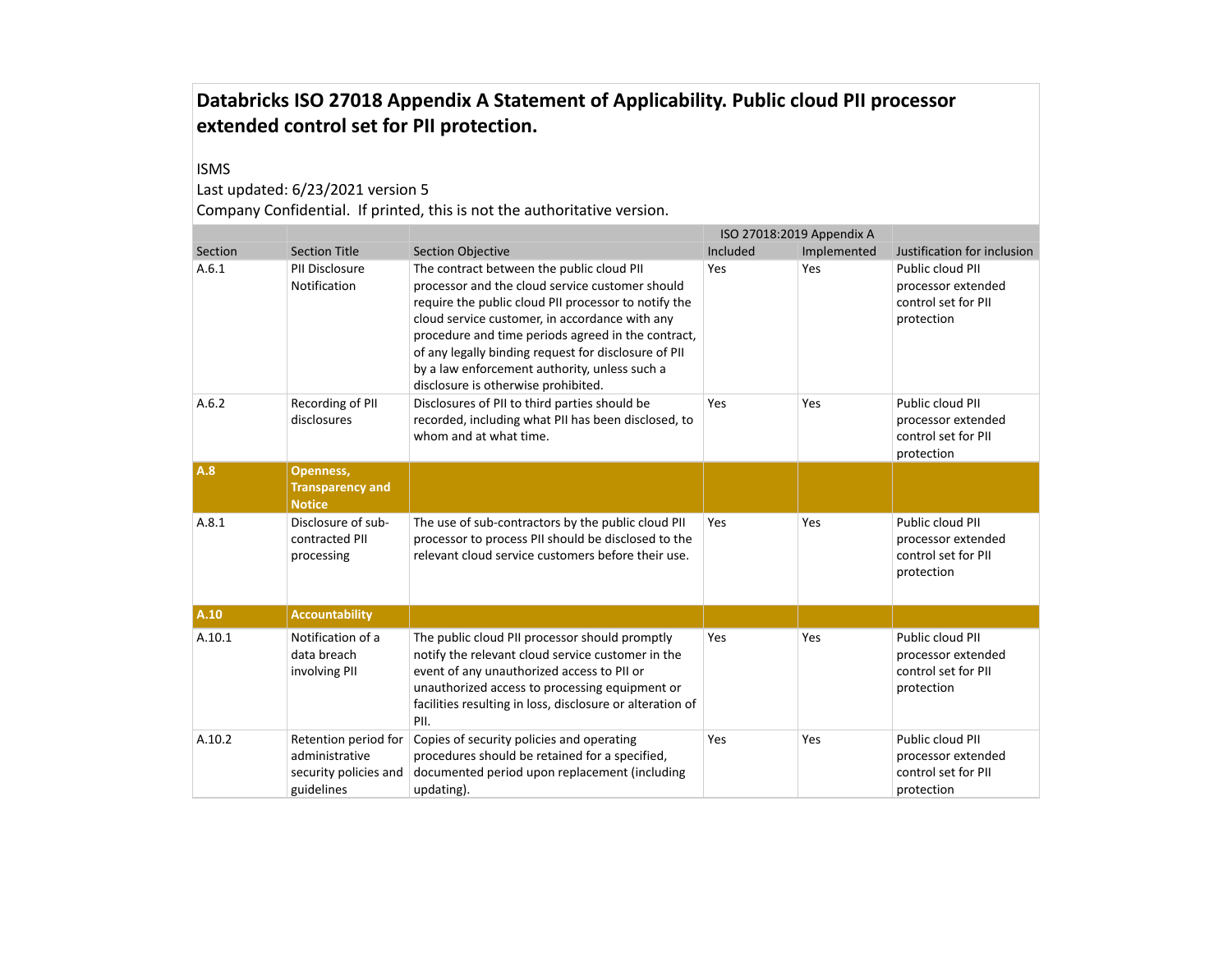## Databricks ISO 27018 Appendix A Statement of Applicability. Public cloud PII processor extended control set for PII protection.

ISMS

Last updated: 6/23/2021 version 5

Company Confidential. If printed, this is not the authoritative version.

| | | | ISO 27018:2019 Appendix A | | |
|---|---|---|---|---|---|
| Section | Section Title | Section Objective | Included | Implemented | Justification for inclusion |
| A.6.1 | PII Disclosure Notification | The contract between the public cloud PII processor and the cloud service customer should require the public cloud PII processor to notify the cloud service customer, in accordance with any procedure and time periods agreed in the contract, of any legally binding request for disclosure of PII by a law enforcement authority, unless such a disclosure is otherwise prohibited. | Yes | Yes | Public cloud PII processor extended control set for PII protection |
| A.6.2 | Recording of PII disclosures | Disclosures of PII to third parties should be recorded, including what PII has been disclosed, to whom and at what time. | Yes | Yes | Public cloud PII processor extended control set for PII protection |
| **A.8** | **Openness, Transparency and Notice** | | | | |
| A.8.1 | Disclosure of sub-contracted PII processing | The use of sub-contractors by the public cloud PII processor to process PII should be disclosed to the relevant cloud service customers before their use. | Yes | Yes | Public cloud PII processor extended control set for PII protection |
| **A.10** | **Accountability** | | | | |
| A.10.1 | Notification of a data breach involving PII | The public cloud PII processor should promptly notify the relevant cloud service customer in the event of any unauthorized access to PII or unauthorized access to processing equipment or facilities resulting in loss, disclosure or alteration of PII. | Yes | Yes | Public cloud PII processor extended control set for PII protection |
| A.10.2 | Retention period for administrative security policies and guidelines | Copies of security policies and operating procedures should be retained for a specified, documented period upon replacement (including updating). | Yes | Yes | Public cloud PII processor extended control set for PII protection |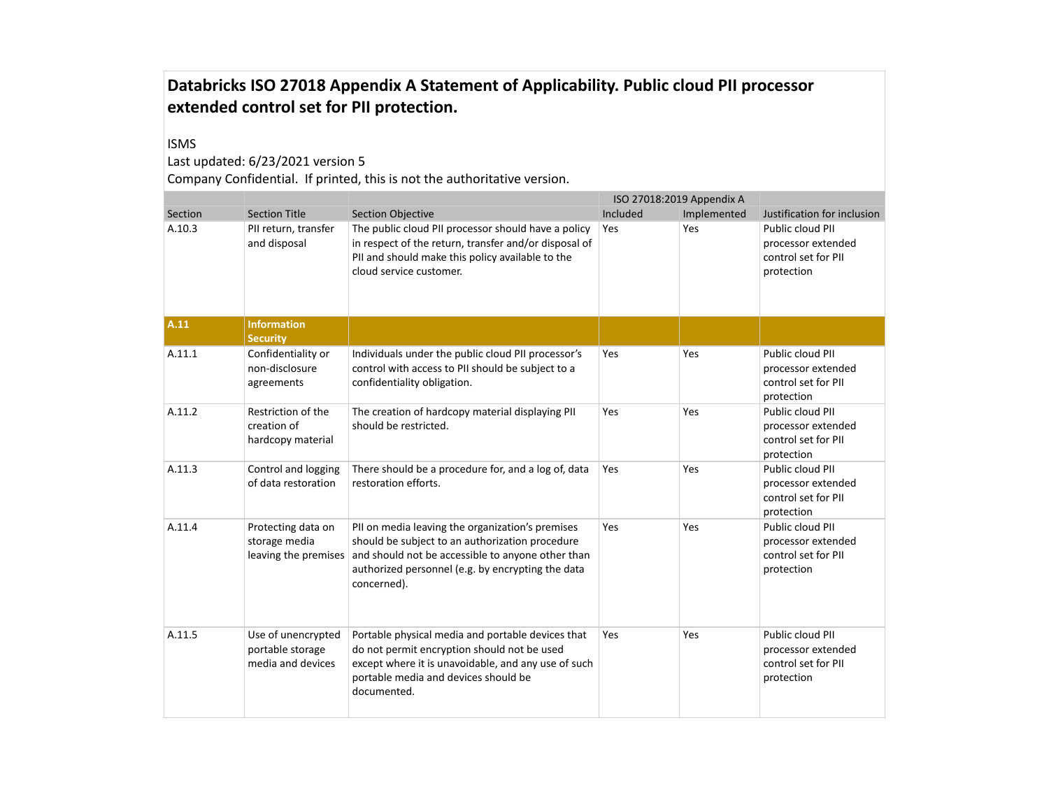# Databricks ISO 27018 Appendix A Statement of Applicability. Public cloud PII processor extended control set for PII protection.

ISMS

Last updated: 6/23/2021 version 5

Company Confidential. If printed, this is not the authoritative version.

| | | | ISO 27018:2019 Appendix A | | |
|---|---|---|---|---|---|
| Section | Section Title | Section Objective | Included | Implemented | Justification for inclusion |
| A.10.3 | PII return, transfer and disposal | The public cloud PII processor should have a policy in respect of the return, transfer and/or disposal of PII and should make this policy available to the cloud service customer. | Yes | Yes | Public cloud PII processor extended control set for PII protection |
| **A.11** | **Information Security** | | | | |
| A.11.1 | Confidentiality or non-disclosure agreements | Individuals under the public cloud PII processor's control with access to PII should be subject to a confidentiality obligation. | Yes | Yes | Public cloud PII processor extended control set for PII protection |
| A.11.2 | Restriction of the creation of hardcopy material | The creation of hardcopy material displaying PII should be restricted. | Yes | Yes | Public cloud PII processor extended control set for PII protection |
| A.11.3 | Control and logging of data restoration | There should be a procedure for, and a log of, data restoration efforts. | Yes | Yes | Public cloud PII processor extended control set for PII protection |
| A.11.4 | Protecting data on storage media leaving the premises | PII on media leaving the organization's premises should be subject to an authorization procedure and should not be accessible to anyone other than authorized personnel (e.g. by encrypting the data concerned). | Yes | Yes | Public cloud PII processor extended control set for PII protection |
| A.11.5 | Use of unencrypted portable storage media and devices | Portable physical media and portable devices that do not permit encryption should not be used except where it is unavoidable, and any use of such portable media and devices should be documented. | Yes | Yes | Public cloud PII processor extended control set for PII protection |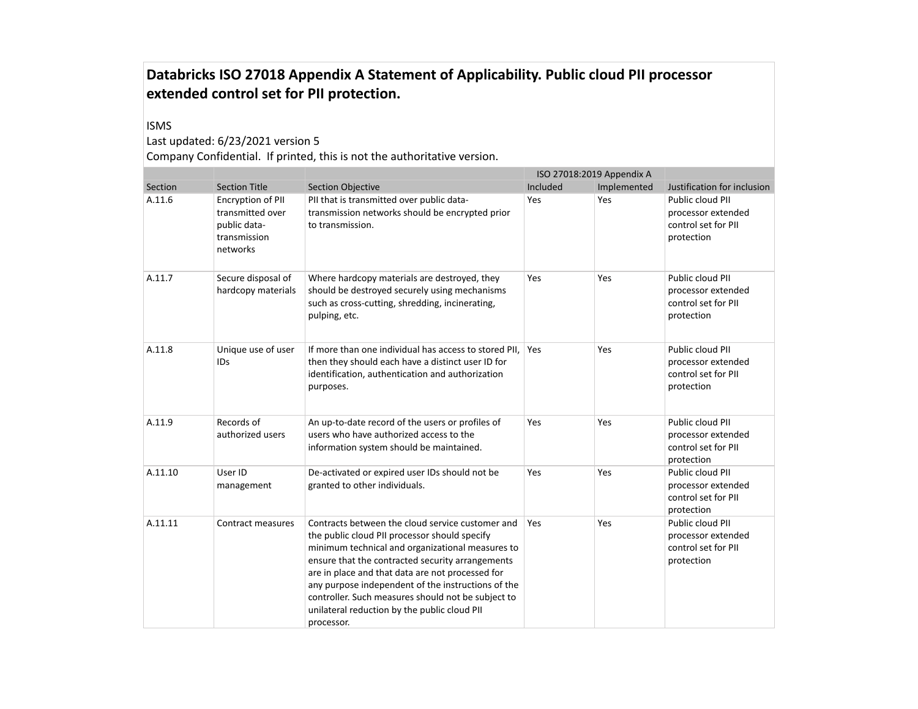# Databricks ISO 27018 Appendix A Statement of Applicability. Public cloud PII processor extended control set for PII protection.

ISMS

Last updated: 6/23/2021 version 5

Company Confidential. If printed, this is not the authoritative version.

| | | | ISO 27018:2019 Appendix A | | |
|---|---|---|---|---|---|
| Section | Section Title | Section Objective | Included | Implemented | Justification for inclusion |
| A.11.6 | Encryption of PII transmitted over public data-transmission networks | PII that is transmitted over public data-transmission networks should be encrypted prior to transmission. | Yes | Yes | Public cloud PII processor extended control set for PII protection |
| A.11.7 | Secure disposal of hardcopy materials | Where hardcopy materials are destroyed, they should be destroyed securely using mechanisms such as cross-cutting, shredding, incinerating, pulping, etc. | Yes | Yes | Public cloud PII processor extended control set for PII protection |
| A.11.8 | Unique use of user IDs | If more than one individual has access to stored PII, then they should each have a distinct user ID for identification, authentication and authorization purposes. | Yes | Yes | Public cloud PII processor extended control set for PII protection |
| A.11.9 | Records of authorized users | An up-to-date record of the users or profiles of users who have authorized access to the information system should be maintained. | Yes | Yes | Public cloud PII processor extended control set for PII protection |
| A.11.10 | User ID management | De-activated or expired user IDs should not be granted to other individuals. | Yes | Yes | Public cloud PII processor extended control set for PII protection |
| A.11.11 | Contract measures | Contracts between the cloud service customer and the public cloud PII processor should specify minimum technical and organizational measures to ensure that the contracted security arrangements are in place and that data are not processed for any purpose independent of the instructions of the controller. Such measures should not be subject to unilateral reduction by the public cloud PII processor. | Yes | Yes | Public cloud PII processor extended control set for PII protection |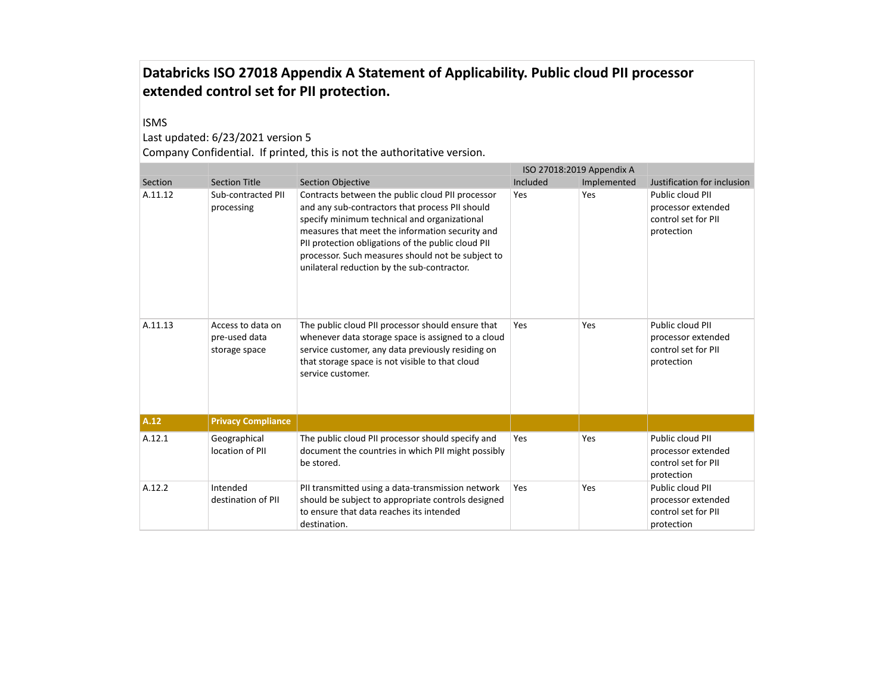# Databricks ISO 27018 Appendix A Statement of Applicability. Public cloud PII processor extended control set for PII protection.

ISMS

Last updated: 6/23/2021 version 5

Company Confidential. If printed, this is not the authoritative version.

| | | | ISO 27018:2019 Appendix A | | |
|---|---|---|---|---|---|
| Section | Section Title | Section Objective | Included | Implemented | Justification for inclusion |
| A.11.12 | Sub-contracted PII processing | Contracts between the public cloud PII processor and any sub-contractors that process PII should specify minimum technical and organizational measures that meet the information security and PII protection obligations of the public cloud PII processor. Such measures should not be subject to unilateral reduction by the sub-contractor. | Yes | Yes | Public cloud PII processor extended control set for PII protection |
| A.11.13 | Access to data on pre-used data storage space | The public cloud PII processor should ensure that whenever data storage space is assigned to a cloud service customer, any data previously residing on that storage space is not visible to that cloud service customer. | Yes | Yes | Public cloud PII processor extended control set for PII protection |
| **A.12** | **Privacy Compliance** | | | | |
| A.12.1 | Geographical location of PII | The public cloud PII processor should specify and document the countries in which PII might possibly be stored. | Yes | Yes | Public cloud PII processor extended control set for PII protection |
| A.12.2 | Intended destination of PII | PII transmitted using a data-transmission network should be subject to appropriate controls designed to ensure that data reaches its intended destination. | Yes | Yes | Public cloud PII processor extended control set for PII protection |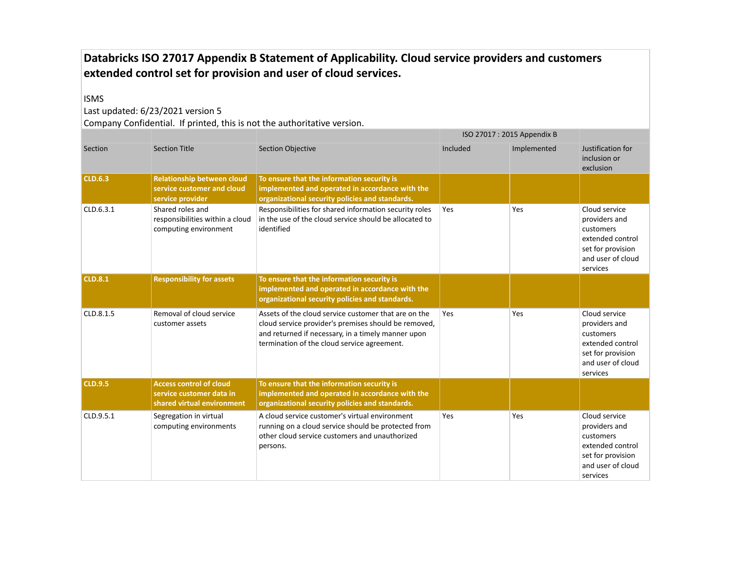# Databricks ISO 27017 Appendix B Statement of Applicability. Cloud service providers and customers extended control set for provision and user of cloud services.

ISMS

Last updated: 6/23/2021 version 5

Company Confidential. If printed, this is not the authoritative version.

| | | | ISO 27017 : 2015 Appendix B | | |
|---|---|---|---|---|---|
| Section | Section Title | Section Objective | Included | Implemented | Justification for inclusion or exclusion |
| **CLD.6.3** | **Relationship between cloud service customer and cloud service provider** | **To ensure that the information security is implemented and operated in accordance with the organizational security policies and standards.** | | | |
| CLD.6.3.1 | Shared roles and responsibilities within a cloud computing environment | Responsibilities for shared information security roles in the use of the cloud service should be allocated to identified | Yes | Yes | Cloud service providers and customers extended control set for provision and user of cloud services |
| **CLD.8.1** | **Responsibility for assets** | **To ensure that the information security is implemented and operated in accordance with the organizational security policies and standards.** | | | |
| CLD.8.1.5 | Removal of cloud service customer assets | Assets of the cloud service customer that are on the cloud service provider's premises should be removed, and returned if necessary, in a timely manner upon termination of the cloud service agreement. | Yes | Yes | Cloud service providers and customers extended control set for provision and user of cloud services |
| **CLD.9.5** | **Access control of cloud service customer data in shared virtual environment** | **To ensure that the information security is implemented and operated in accordance with the organizational security policies and standards.** | | | |
| CLD.9.5.1 | Segregation in virtual computing environments | A cloud service customer's virtual environment running on a cloud service should be protected from other cloud service customers and unauthorized persons. | Yes | Yes | Cloud service providers and customers extended control set for provision and user of cloud services |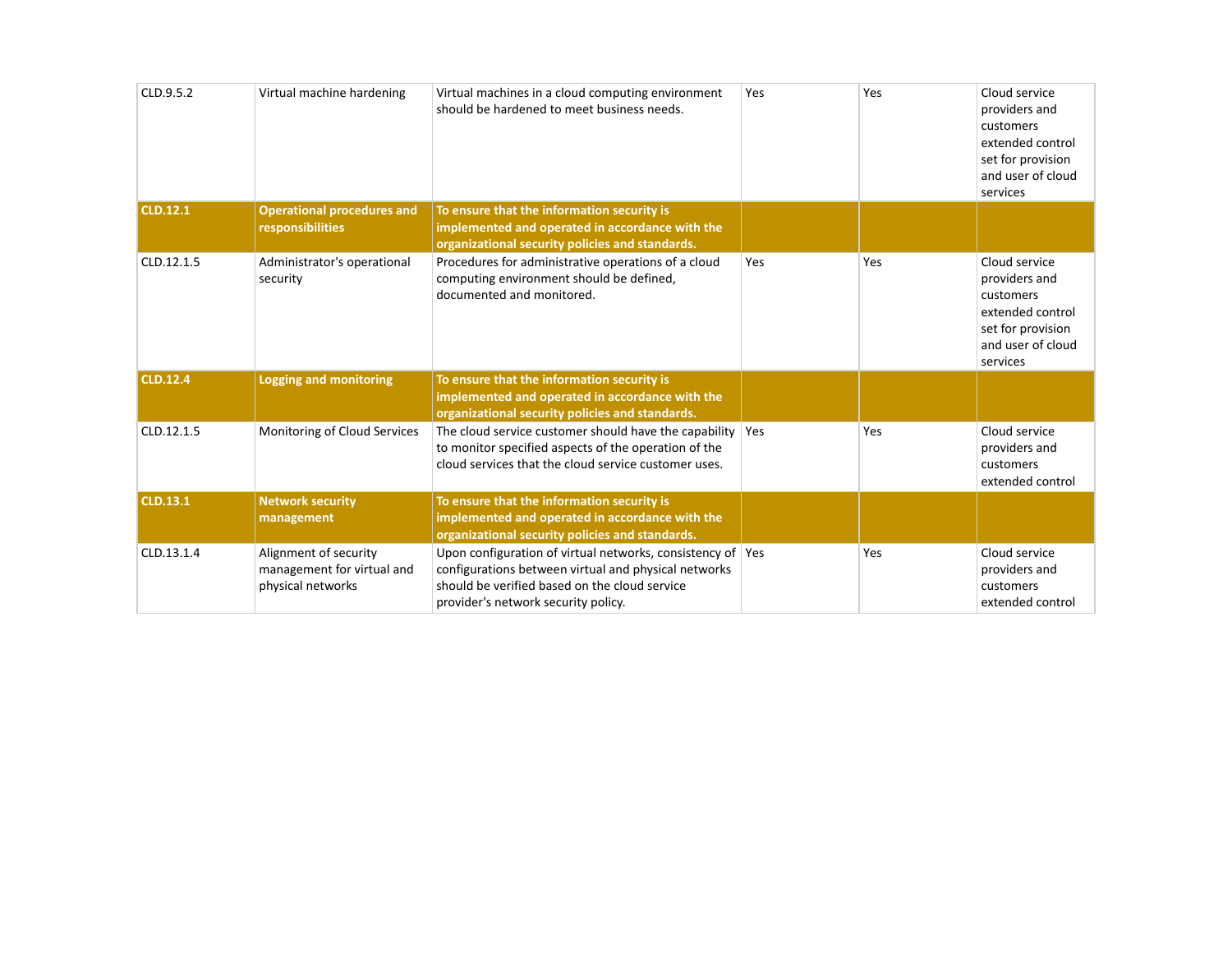| | | | | | |
|---|---|---|---|---|---|
| CLD.9.5.2 | Virtual machine hardening | Virtual machines in a cloud computing environment should be hardened to meet business needs. | Yes | Yes | Cloud service providers and customers extended control set for provision and user of cloud services |
| **CLD.12.1** | **Operational procedures and responsibilities** | **To ensure that the information security is implemented and operated in accordance with the organizational security policies and standards.** | | | |
| CLD.12.1.5 | Administrator's operational security | Procedures for administrative operations of a cloud computing environment should be defined, documented and monitored. | Yes | Yes | Cloud service providers and customers extended control set for provision and user of cloud services |
| **CLD.12.4** | **Logging and monitoring** | **To ensure that the information security is implemented and operated in accordance with the organizational security policies and standards.** | | | |
| CLD.12.1.5 | Monitoring of Cloud Services | The cloud service customer should have the capability to monitor specified aspects of the operation of the cloud services that the cloud service customer uses. | Yes | Yes | Cloud service providers and customers extended control |
| **CLD.13.1** | **Network security management** | **To ensure that the information security is implemented and operated in accordance with the organizational security policies and standards.** | | | |
| CLD.13.1.4 | Alignment of security management for virtual and physical networks | Upon configuration of virtual networks, consistency of configurations between virtual and physical networks should be verified based on the cloud service provider's network security policy. | Yes | Yes | Cloud service providers and customers extended control |